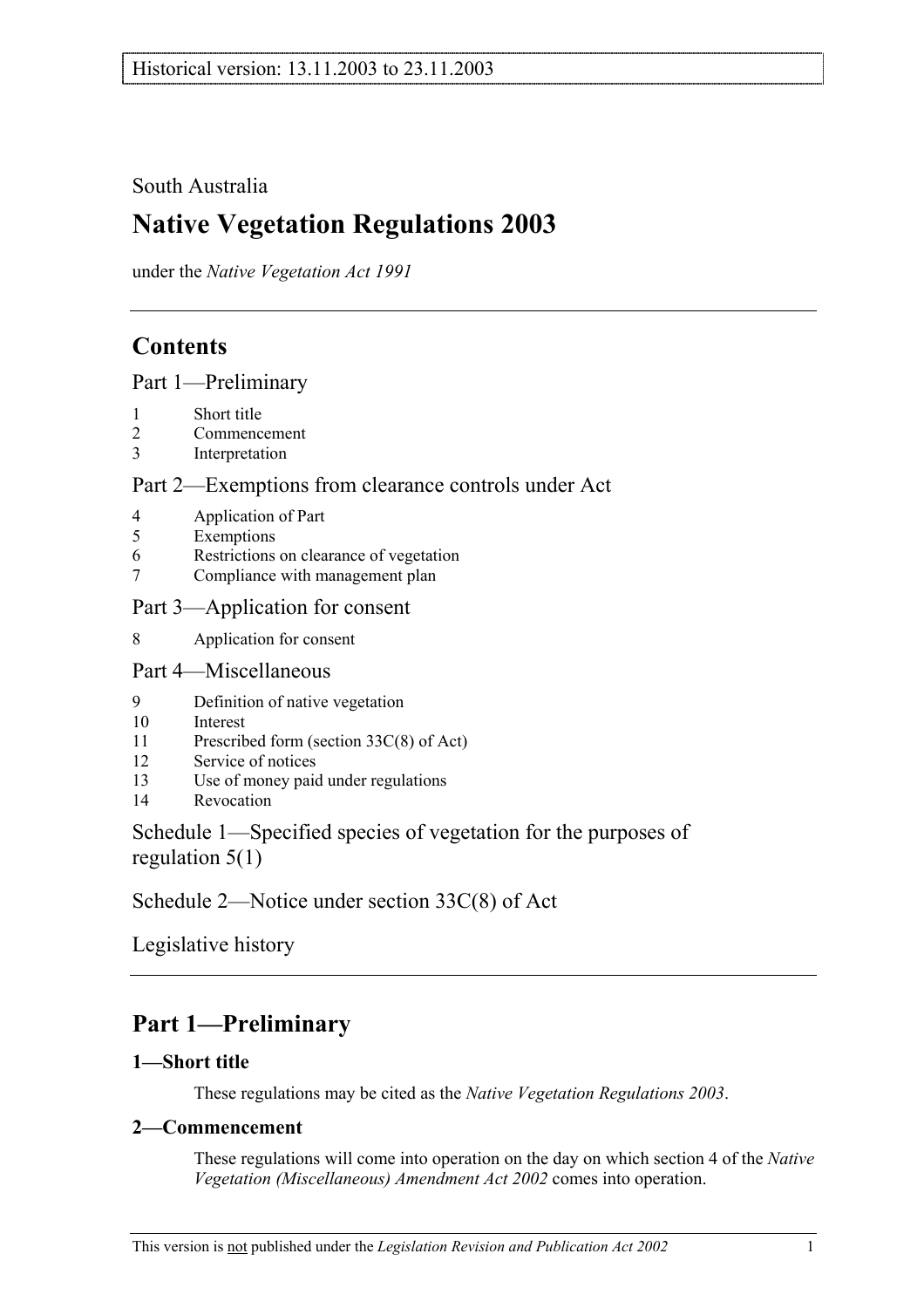Historical version: 13.11.2003 to 23.11.2003

South Australia

# Native Vegetation Regulations 2003

under the *Native Vegetation Act 1991*

## Contents

Part 1—Preliminary

1 Short title
2 Commencement
3 Interpretation

Part 2—Exemptions from clearance controls under Act

4 Application of Part
5 Exemptions
6 Restrictions on clearance of vegetation
7 Compliance with management plan

Part 3—Application for consent

8 Application for consent

Part 4—Miscellaneous

9 Definition of native vegetation
10 Interest
11 Prescribed form (section 33C(8) of Act)
12 Service of notices
13 Use of money paid under regulations
14 Revocation

Schedule 1—Specified species of vegetation for the purposes of regulation 5(1)

Schedule 2—Notice under section 33C(8) of Act

Legislative history

## Part 1—Preliminary

### 1—Short title

These regulations may be cited as the *Native Vegetation Regulations 2003*.

### 2—Commencement

These regulations will come into operation on the day on which section 4 of the *Native Vegetation (Miscellaneous) Amendment Act 2002* comes into operation.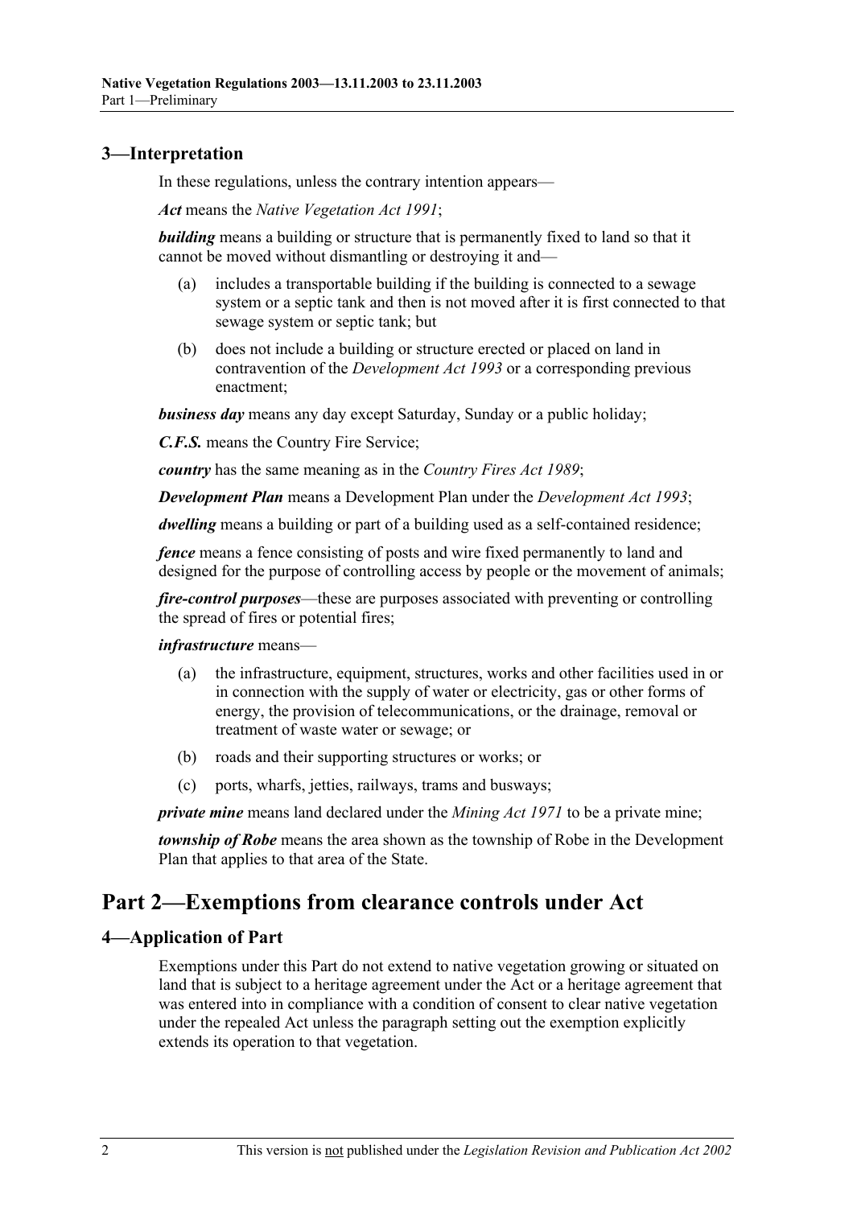## 3—Interpretation

In these regulations, unless the contrary intention appears—

***Act*** means the *Native Vegetation Act 1991*;

***building*** means a building or structure that is permanently fixed to land so that it cannot be moved without dismantling or destroying it and—

(a) includes a transportable building if the building is connected to a sewage system or a septic tank and then is not moved after it is first connected to that sewage system or septic tank; but

(b) does not include a building or structure erected or placed on land in contravention of the *Development Act 1993* or a corresponding previous enactment;

***business day*** means any day except Saturday, Sunday or a public holiday;

***C.F.S.*** means the Country Fire Service;

***country*** has the same meaning as in the *Country Fires Act 1989*;

***Development Plan*** means a Development Plan under the *Development Act 1993*;

***dwelling*** means a building or part of a building used as a self-contained residence;

***fence*** means a fence consisting of posts and wire fixed permanently to land and designed for the purpose of controlling access by people or the movement of animals;

***fire-control purposes***—these are purposes associated with preventing or controlling the spread of fires or potential fires;

***infrastructure*** means—

(a) the infrastructure, equipment, structures, works and other facilities used in or in connection with the supply of water or electricity, gas or other forms of energy, the provision of telecommunications, or the drainage, removal or treatment of waste water or sewage; or

(b) roads and their supporting structures or works; or

(c) ports, wharfs, jetties, railways, trams and busways;

***private mine*** means land declared under the *Mining Act 1971* to be a private mine;

***township of Robe*** means the area shown as the township of Robe in the Development Plan that applies to that area of the State.

# Part 2—Exemptions from clearance controls under Act

## 4—Application of Part

Exemptions under this Part do not extend to native vegetation growing or situated on land that is subject to a heritage agreement under the Act or a heritage agreement that was entered into in compliance with a condition of consent to clear native vegetation under the repealed Act unless the paragraph setting out the exemption explicitly extends its operation to that vegetation.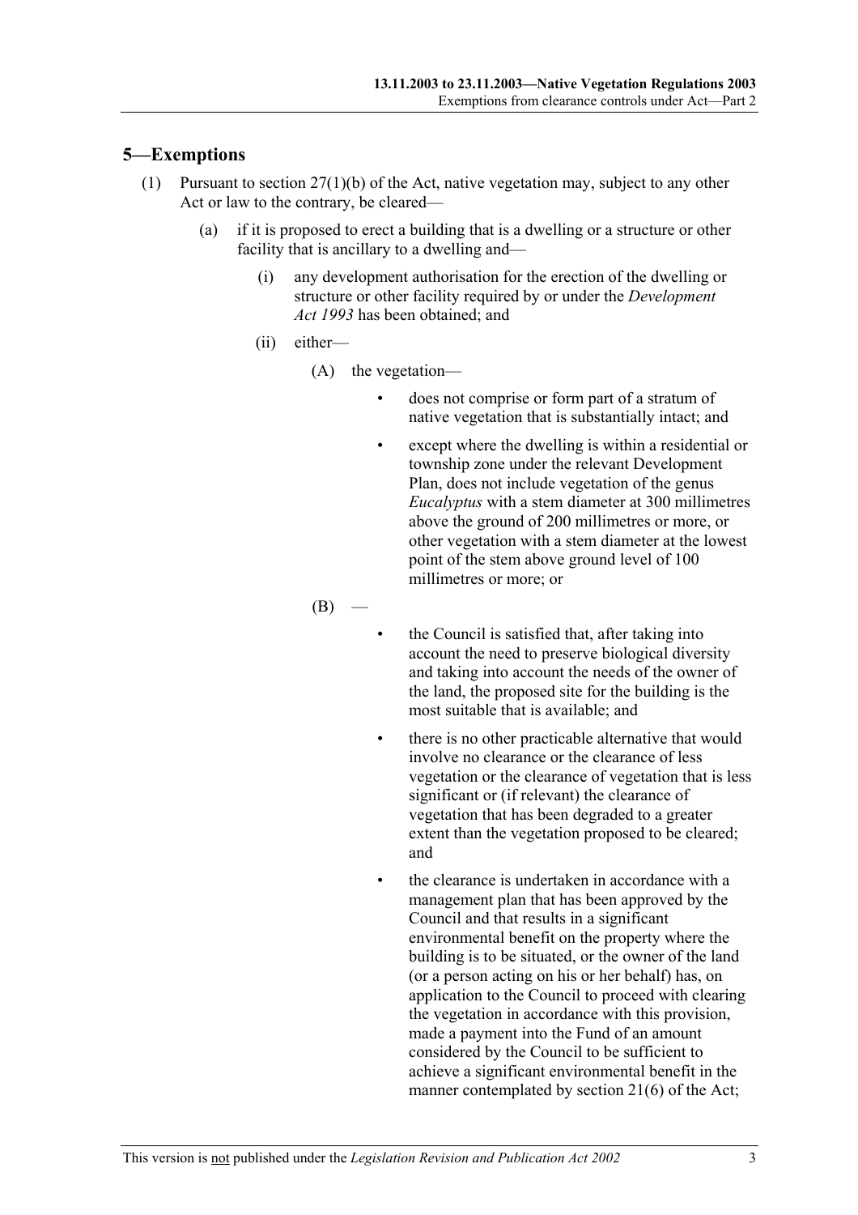## 5—Exemptions

(1) Pursuant to section 27(1)(b) of the Act, native vegetation may, subject to any other Act or law to the contrary, be cleared—

(a) if it is proposed to erect a building that is a dwelling or a structure or other facility that is ancillary to a dwelling and—

(i) any development authorisation for the erection of the dwelling or structure or other facility required by or under the *Development Act 1993* has been obtained; and

(ii) either—

(A) the vegetation—

- does not comprise or form part of a stratum of native vegetation that is substantially intact; and
- except where the dwelling is within a residential or township zone under the relevant Development Plan, does not include vegetation of the genus *Eucalyptus* with a stem diameter at 300 millimetres above the ground of 200 millimetres or more, or other vegetation with a stem diameter at the lowest point of the stem above ground level of 100 millimetres or more; or

(B) —

- the Council is satisfied that, after taking into account the need to preserve biological diversity and taking into account the needs of the owner of the land, the proposed site for the building is the most suitable that is available; and
- there is no other practicable alternative that would involve no clearance or the clearance of less vegetation or the clearance of vegetation that is less significant or (if relevant) the clearance of vegetation that has been degraded to a greater extent than the vegetation proposed to be cleared; and
- the clearance is undertaken in accordance with a management plan that has been approved by the Council and that results in a significant environmental benefit on the property where the building is to be situated, or the owner of the land (or a person acting on his or her behalf) has, on application to the Council to proceed with clearing the vegetation in accordance with this provision, made a payment into the Fund of an amount considered by the Council to be sufficient to achieve a significant environmental benefit in the manner contemplated by section 21(6) of the Act;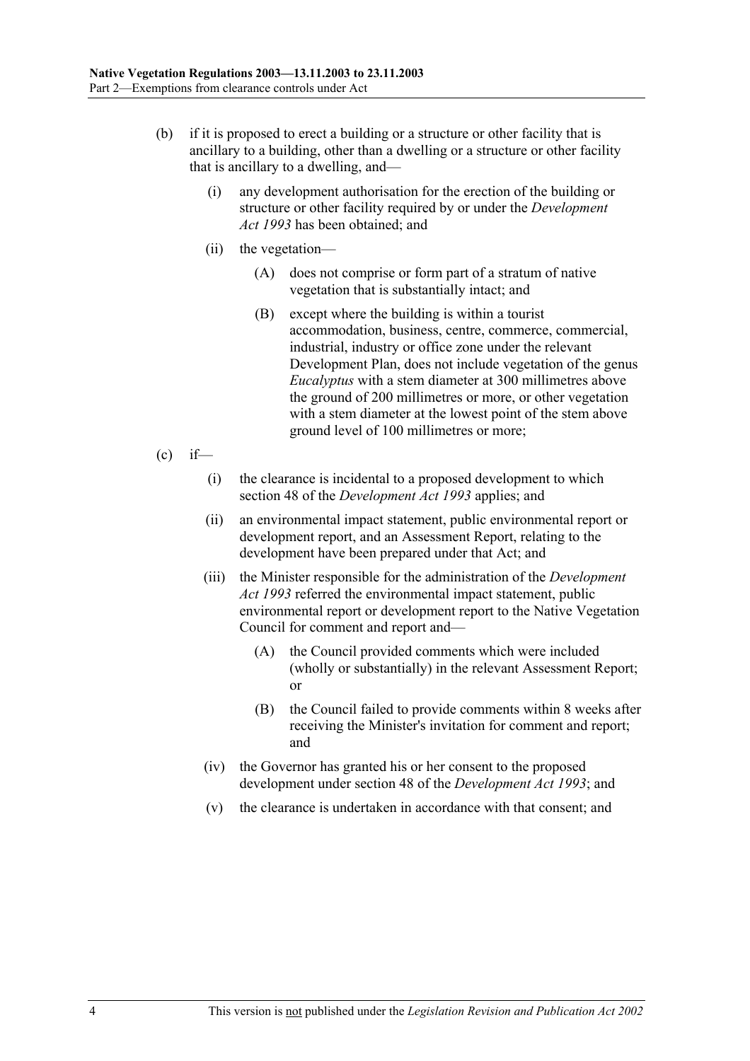(b) if it is proposed to erect a building or a structure or other facility that is ancillary to a building, other than a dwelling or a structure or other facility that is ancillary to a dwelling, and—

  (i) any development authorisation for the erection of the building or structure or other facility required by or under the *Development Act 1993* has been obtained; and

  (ii) the vegetation—

    (A) does not comprise or form part of a stratum of native vegetation that is substantially intact; and

    (B) except where the building is within a tourist accommodation, business, centre, commerce, commercial, industrial, industry or office zone under the relevant Development Plan, does not include vegetation of the genus *Eucalyptus* with a stem diameter at 300 millimetres above the ground of 200 millimetres or more, or other vegetation with a stem diameter at the lowest point of the stem above ground level of 100 millimetres or more;

(c) if—

  (i) the clearance is incidental to a proposed development to which section 48 of the *Development Act 1993* applies; and

  (ii) an environmental impact statement, public environmental report or development report, and an Assessment Report, relating to the development have been prepared under that Act; and

  (iii) the Minister responsible for the administration of the *Development Act 1993* referred the environmental impact statement, public environmental report or development report to the Native Vegetation Council for comment and report and—

    (A) the Council provided comments which were included (wholly or substantially) in the relevant Assessment Report; or

    (B) the Council failed to provide comments within 8 weeks after receiving the Minister's invitation for comment and report; and

  (iv) the Governor has granted his or her consent to the proposed development under section 48 of the *Development Act 1993*; and

  (v) the clearance is undertaken in accordance with that consent; and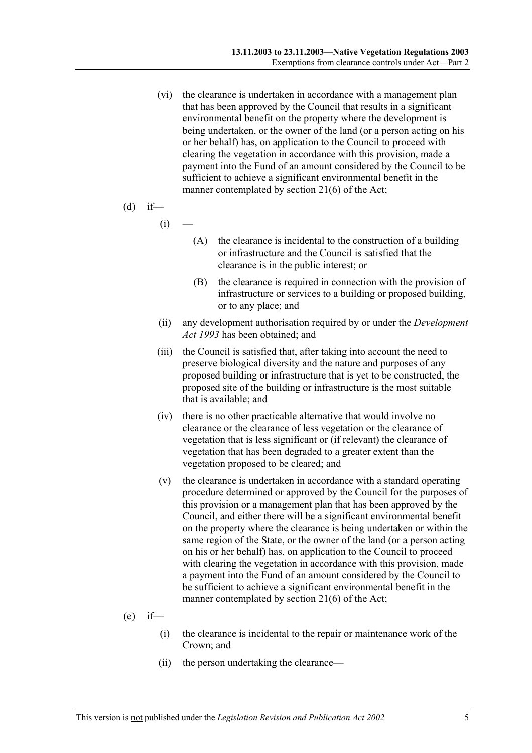(vi) the clearance is undertaken in accordance with a management plan that has been approved by the Council that results in a significant environmental benefit on the property where the development is being undertaken, or the owner of the land (or a person acting on his or her behalf) has, on application to the Council to proceed with clearing the vegetation in accordance with this provision, made a payment into the Fund of an amount considered by the Council to be sufficient to achieve a significant environmental benefit in the manner contemplated by section 21(6) of the Act;

(d) if—

(i) —

(A) the clearance is incidental to the construction of a building or infrastructure and the Council is satisfied that the clearance is in the public interest; or

(B) the clearance is required in connection with the provision of infrastructure or services to a building or proposed building, or to any place; and

(ii) any development authorisation required by or under the *Development Act 1993* has been obtained; and

(iii) the Council is satisfied that, after taking into account the need to preserve biological diversity and the nature and purposes of any proposed building or infrastructure that is yet to be constructed, the proposed site of the building or infrastructure is the most suitable that is available; and

(iv) there is no other practicable alternative that would involve no clearance or the clearance of less vegetation or the clearance of vegetation that is less significant or (if relevant) the clearance of vegetation that has been degraded to a greater extent than the vegetation proposed to be cleared; and

(v) the clearance is undertaken in accordance with a standard operating procedure determined or approved by the Council for the purposes of this provision or a management plan that has been approved by the Council, and either there will be a significant environmental benefit on the property where the clearance is being undertaken or within the same region of the State, or the owner of the land (or a person acting on his or her behalf) has, on application to the Council to proceed with clearing the vegetation in accordance with this provision, made a payment into the Fund of an amount considered by the Council to be sufficient to achieve a significant environmental benefit in the manner contemplated by section 21(6) of the Act;

(e) if—

(i) the clearance is incidental to the repair or maintenance work of the Crown; and

(ii) the person undertaking the clearance—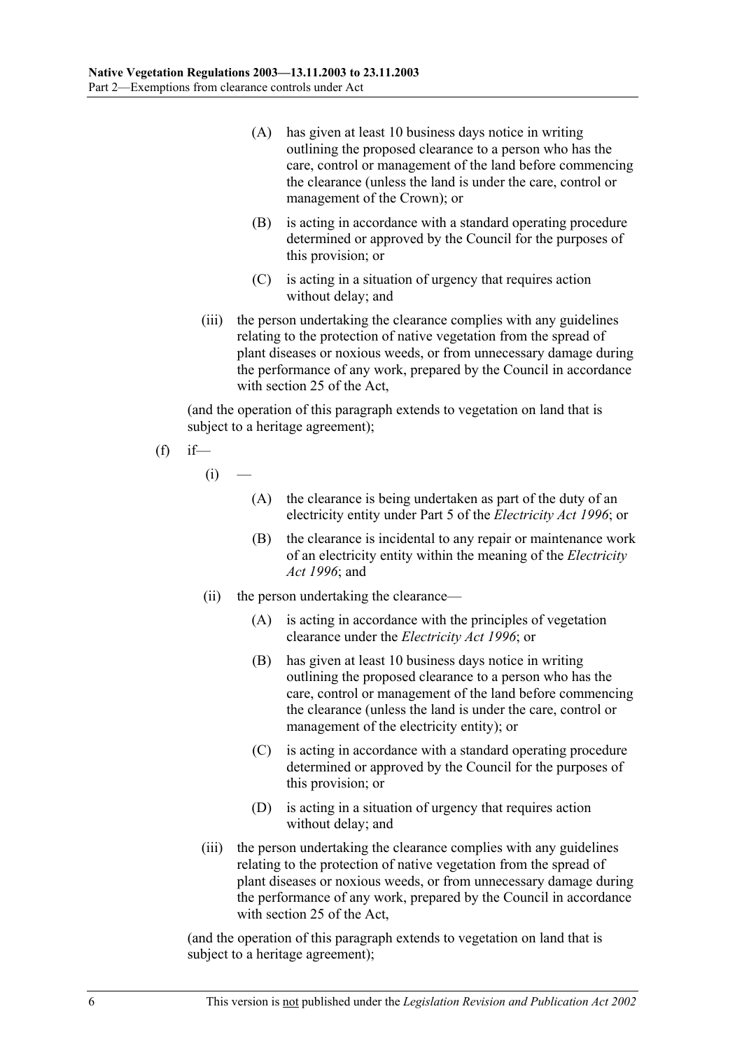(A) has given at least 10 business days notice in writing outlining the proposed clearance to a person who has the care, control or management of the land before commencing the clearance (unless the land is under the care, control or management of the Crown); or

(B) is acting in accordance with a standard operating procedure determined or approved by the Council for the purposes of this provision; or

(C) is acting in a situation of urgency that requires action without delay; and

(iii) the person undertaking the clearance complies with any guidelines relating to the protection of native vegetation from the spread of plant diseases or noxious weeds, or from unnecessary damage during the performance of any work, prepared by the Council in accordance with section 25 of the Act,

(and the operation of this paragraph extends to vegetation on land that is subject to a heritage agreement);

(f) if—

(i) —

(A) the clearance is being undertaken as part of the duty of an electricity entity under Part 5 of the *Electricity Act 1996*; or

(B) the clearance is incidental to any repair or maintenance work of an electricity entity within the meaning of the *Electricity Act 1996*; and

(ii) the person undertaking the clearance—

(A) is acting in accordance with the principles of vegetation clearance under the *Electricity Act 1996*; or

(B) has given at least 10 business days notice in writing outlining the proposed clearance to a person who has the care, control or management of the land before commencing the clearance (unless the land is under the care, control or management of the electricity entity); or

(C) is acting in accordance with a standard operating procedure determined or approved by the Council for the purposes of this provision; or

(D) is acting in a situation of urgency that requires action without delay; and

(iii) the person undertaking the clearance complies with any guidelines relating to the protection of native vegetation from the spread of plant diseases or noxious weeds, or from unnecessary damage during the performance of any work, prepared by the Council in accordance with section 25 of the Act,

(and the operation of this paragraph extends to vegetation on land that is subject to a heritage agreement);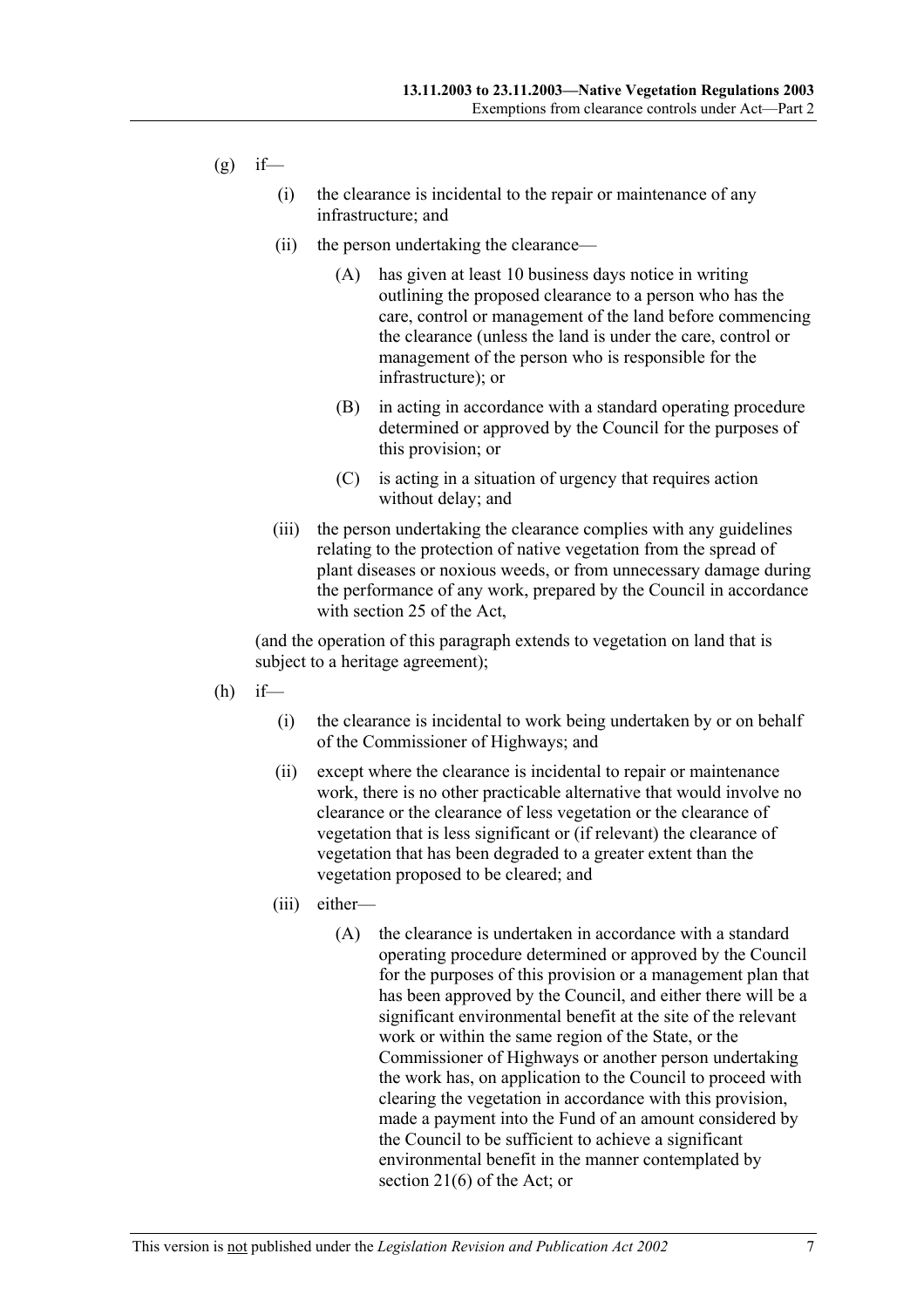(g) if—

  (i) the clearance is incidental to the repair or maintenance of any infrastructure; and

  (ii) the person undertaking the clearance—

    (A) has given at least 10 business days notice in writing outlining the proposed clearance to a person who has the care, control or management of the land before commencing the clearance (unless the land is under the care, control or management of the person who is responsible for the infrastructure); or

    (B) in acting in accordance with a standard operating procedure determined or approved by the Council for the purposes of this provision; or

    (C) is acting in a situation of urgency that requires action without delay; and

  (iii) the person undertaking the clearance complies with any guidelines relating to the protection of native vegetation from the spread of plant diseases or noxious weeds, or from unnecessary damage during the performance of any work, prepared by the Council in accordance with section 25 of the Act,

(and the operation of this paragraph extends to vegetation on land that is subject to a heritage agreement);

(h) if—

  (i) the clearance is incidental to work being undertaken by or on behalf of the Commissioner of Highways; and

  (ii) except where the clearance is incidental to repair or maintenance work, there is no other practicable alternative that would involve no clearance or the clearance of less vegetation or the clearance of vegetation that is less significant or (if relevant) the clearance of vegetation that has been degraded to a greater extent than the vegetation proposed to be cleared; and

  (iii) either—

    (A) the clearance is undertaken in accordance with a standard operating procedure determined or approved by the Council for the purposes of this provision or a management plan that has been approved by the Council, and either there will be a significant environmental benefit at the site of the relevant work or within the same region of the State, or the Commissioner of Highways or another person undertaking the work has, on application to the Council to proceed with clearing the vegetation in accordance with this provision, made a payment into the Fund of an amount considered by the Council to be sufficient to achieve a significant environmental benefit in the manner contemplated by section 21(6) of the Act; or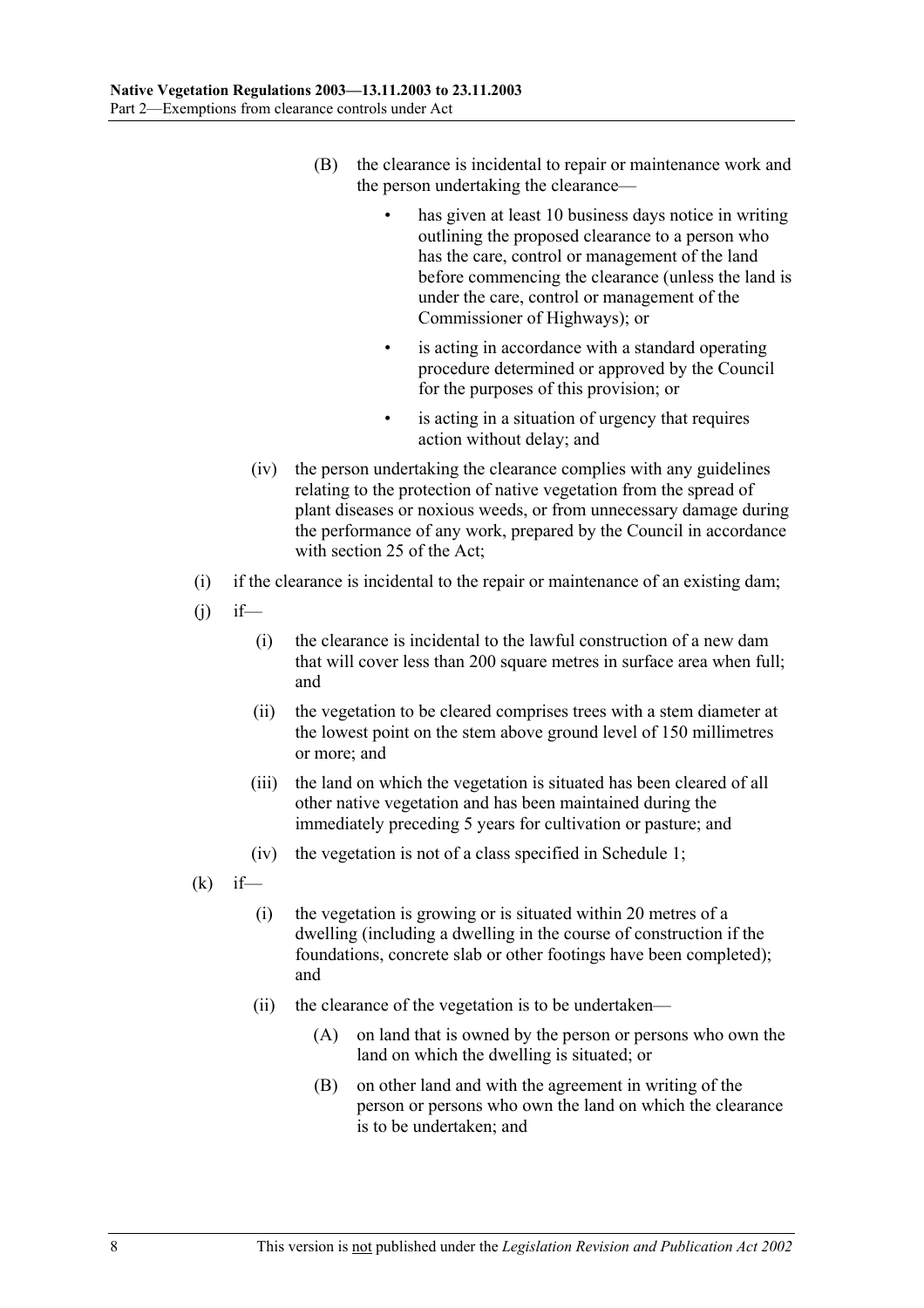(B) the clearance is incidental to repair or maintenance work and the person undertaking the clearance—

- has given at least 10 business days notice in writing outlining the proposed clearance to a person who has the care, control or management of the land before commencing the clearance (unless the land is under the care, control or management of the Commissioner of Highways); or
- is acting in accordance with a standard operating procedure determined or approved by the Council for the purposes of this provision; or
- is acting in a situation of urgency that requires action without delay; and

(iv) the person undertaking the clearance complies with any guidelines relating to the protection of native vegetation from the spread of plant diseases or noxious weeds, or from unnecessary damage during the performance of any work, prepared by the Council in accordance with section 25 of the Act;

(i) if the clearance is incidental to the repair or maintenance of an existing dam;

(j) if—

(i) the clearance is incidental to the lawful construction of a new dam that will cover less than 200 square metres in surface area when full; and

(ii) the vegetation to be cleared comprises trees with a stem diameter at the lowest point on the stem above ground level of 150 millimetres or more; and

(iii) the land on which the vegetation is situated has been cleared of all other native vegetation and has been maintained during the immediately preceding 5 years for cultivation or pasture; and

(iv) the vegetation is not of a class specified in Schedule 1;

(k) if—

(i) the vegetation is growing or is situated within 20 metres of a dwelling (including a dwelling in the course of construction if the foundations, concrete slab or other footings have been completed); and

(ii) the clearance of the vegetation is to be undertaken—

(A) on land that is owned by the person or persons who own the land on which the dwelling is situated; or

(B) on other land and with the agreement in writing of the person or persons who own the land on which the clearance is to be undertaken; and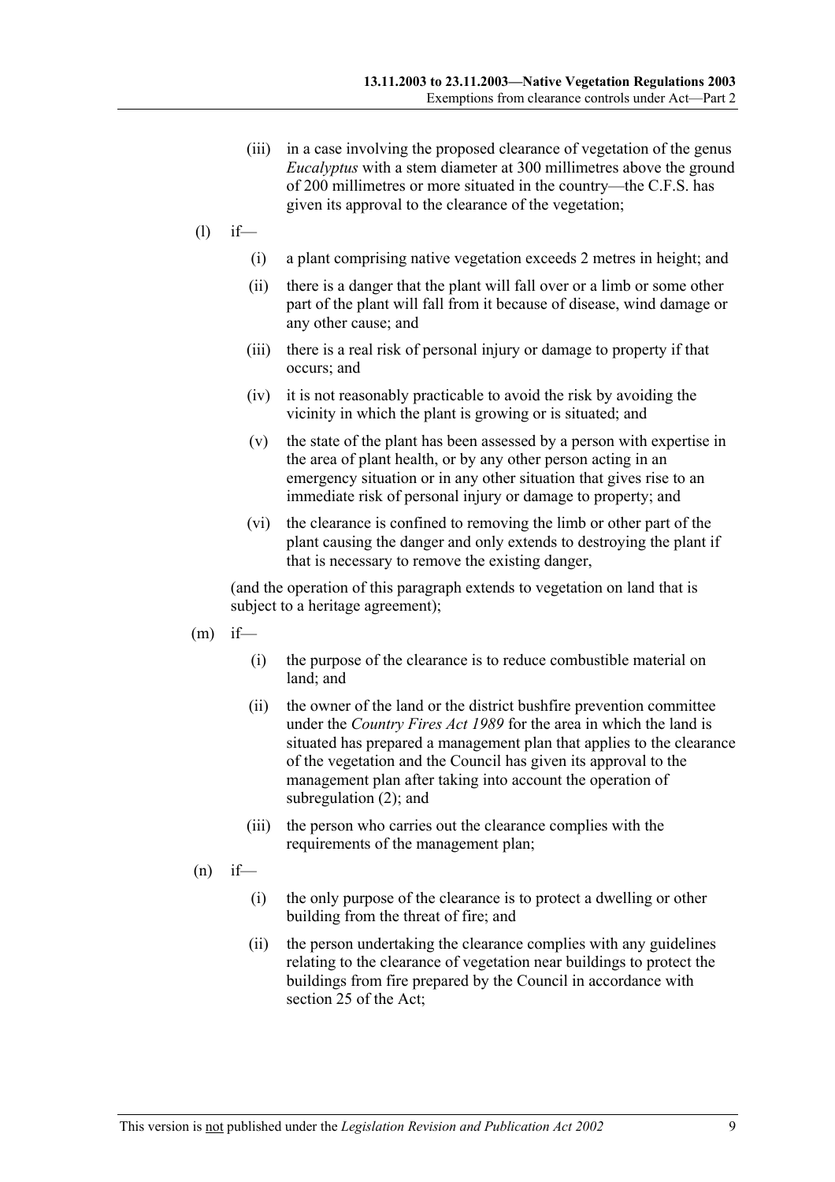(iii) in a case involving the proposed clearance of vegetation of the genus *Eucalyptus* with a stem diameter at 300 millimetres above the ground of 200 millimetres or more situated in the country—the C.F.S. has given its approval to the clearance of the vegetation;

(l) if—

(i) a plant comprising native vegetation exceeds 2 metres in height; and

(ii) there is a danger that the plant will fall over or a limb or some other part of the plant will fall from it because of disease, wind damage or any other cause; and

(iii) there is a real risk of personal injury or damage to property if that occurs; and

(iv) it is not reasonably practicable to avoid the risk by avoiding the vicinity in which the plant is growing or is situated; and

(v) the state of the plant has been assessed by a person with expertise in the area of plant health, or by any other person acting in an emergency situation or in any other situation that gives rise to an immediate risk of personal injury or damage to property; and

(vi) the clearance is confined to removing the limb or other part of the plant causing the danger and only extends to destroying the plant if that is necessary to remove the existing danger,

(and the operation of this paragraph extends to vegetation on land that is subject to a heritage agreement);

(m) if—

(i) the purpose of the clearance is to reduce combustible material on land; and

(ii) the owner of the land or the district bushfire prevention committee under the *Country Fires Act 1989* for the area in which the land is situated has prepared a management plan that applies to the clearance of the vegetation and the Council has given its approval to the management plan after taking into account the operation of subregulation (2); and

(iii) the person who carries out the clearance complies with the requirements of the management plan;

(n) if—

(i) the only purpose of the clearance is to protect a dwelling or other building from the threat of fire; and

(ii) the person undertaking the clearance complies with any guidelines relating to the clearance of vegetation near buildings to protect the buildings from fire prepared by the Council in accordance with section 25 of the Act;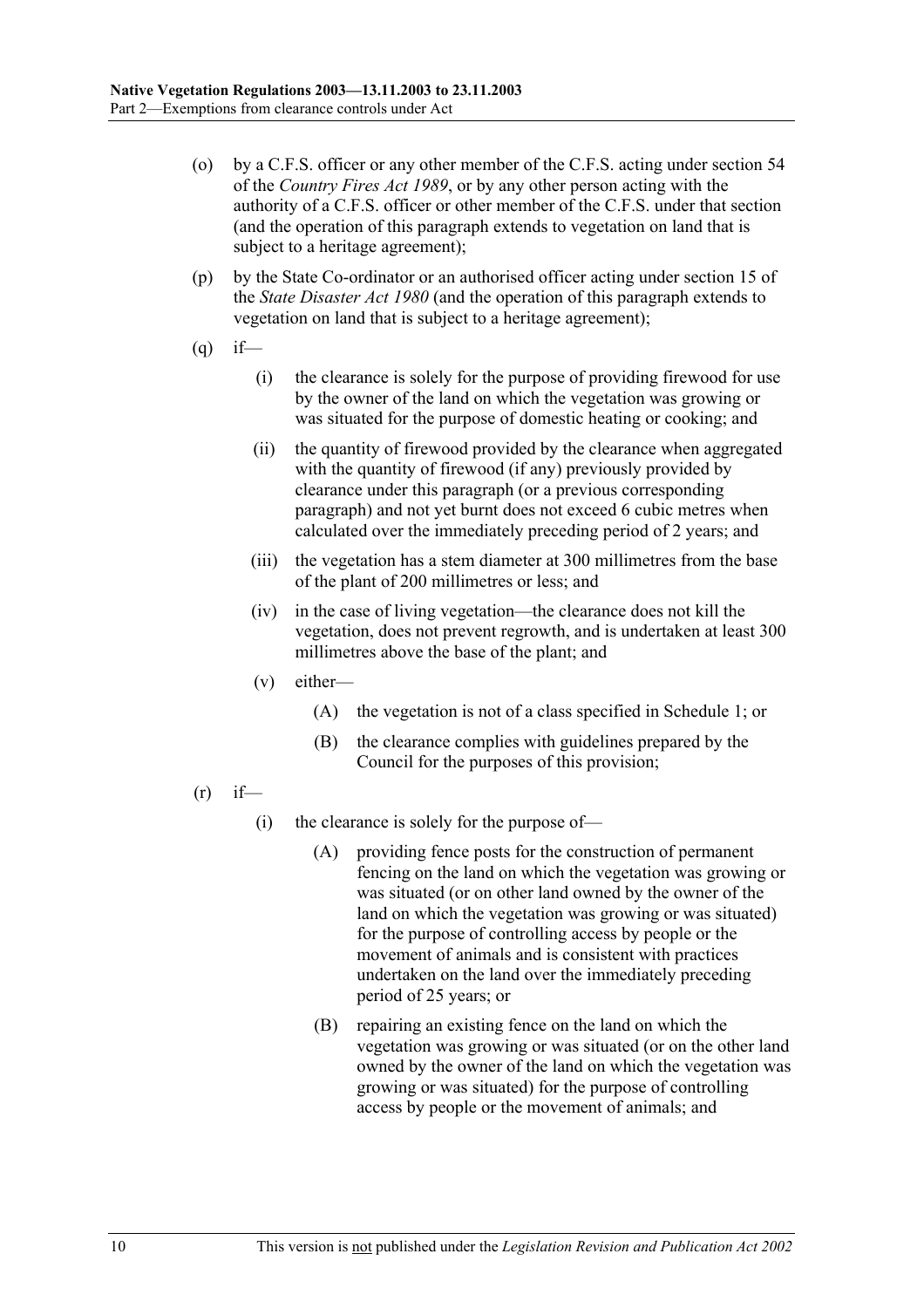(o) by a C.F.S. officer or any other member of the C.F.S. acting under section 54 of the *Country Fires Act 1989*, or by any other person acting with the authority of a C.F.S. officer or other member of the C.F.S. under that section (and the operation of this paragraph extends to vegetation on land that is subject to a heritage agreement);

(p) by the State Co-ordinator or an authorised officer acting under section 15 of the *State Disaster Act 1980* (and the operation of this paragraph extends to vegetation on land that is subject to a heritage agreement);

(q) if—

(i) the clearance is solely for the purpose of providing firewood for use by the owner of the land on which the vegetation was growing or was situated for the purpose of domestic heating or cooking; and

(ii) the quantity of firewood provided by the clearance when aggregated with the quantity of firewood (if any) previously provided by clearance under this paragraph (or a previous corresponding paragraph) and not yet burnt does not exceed 6 cubic metres when calculated over the immediately preceding period of 2 years; and

(iii) the vegetation has a stem diameter at 300 millimetres from the base of the plant of 200 millimetres or less; and

(iv) in the case of living vegetation—the clearance does not kill the vegetation, does not prevent regrowth, and is undertaken at least 300 millimetres above the base of the plant; and

(v) either—

(A) the vegetation is not of a class specified in Schedule 1; or

(B) the clearance complies with guidelines prepared by the Council for the purposes of this provision;

(r) if—

(i) the clearance is solely for the purpose of—

(A) providing fence posts for the construction of permanent fencing on the land on which the vegetation was growing or was situated (or on other land owned by the owner of the land on which the vegetation was growing or was situated) for the purpose of controlling access by people or the movement of animals and is consistent with practices undertaken on the land over the immediately preceding period of 25 years; or

(B) repairing an existing fence on the land on which the vegetation was growing or was situated (or on the other land owned by the owner of the land on which the vegetation was growing or was situated) for the purpose of controlling access by people or the movement of animals; and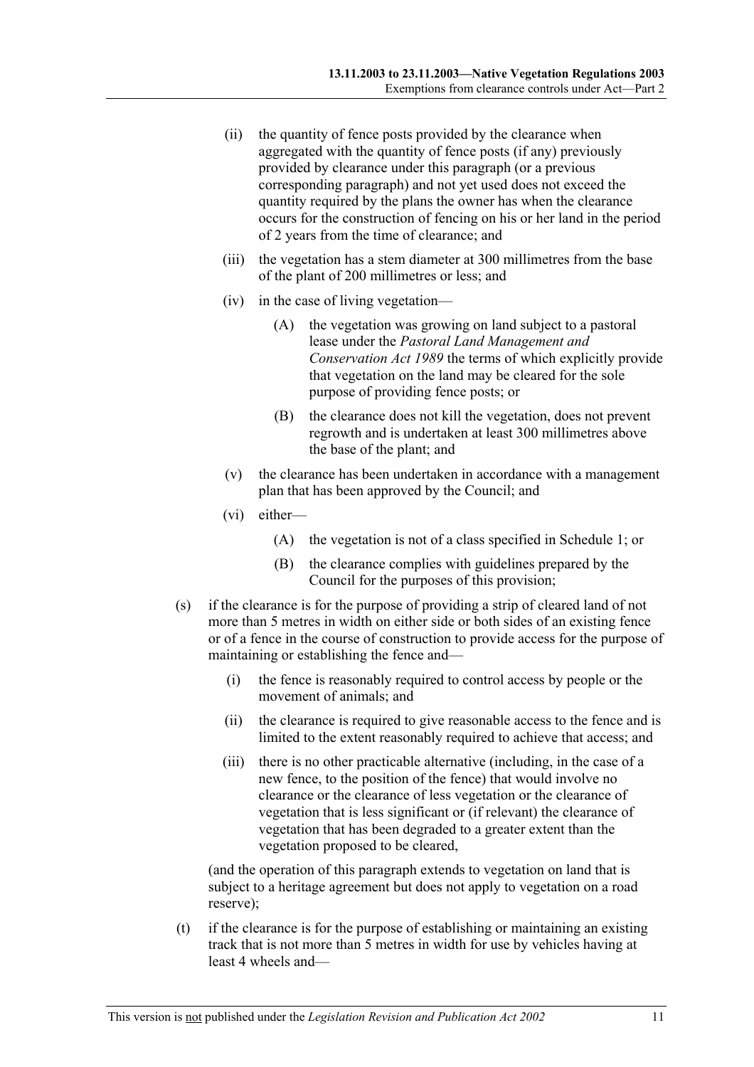(ii) the quantity of fence posts provided by the clearance when aggregated with the quantity of fence posts (if any) previously provided by clearance under this paragraph (or a previous corresponding paragraph) and not yet used does not exceed the quantity required by the plans the owner has when the clearance occurs for the construction of fencing on his or her land in the period of 2 years from the time of clearance; and

(iii) the vegetation has a stem diameter at 300 millimetres from the base of the plant of 200 millimetres or less; and

(iv) in the case of living vegetation—

(A) the vegetation was growing on land subject to a pastoral lease under the *Pastoral Land Management and Conservation Act 1989* the terms of which explicitly provide that vegetation on the land may be cleared for the sole purpose of providing fence posts; or

(B) the clearance does not kill the vegetation, does not prevent regrowth and is undertaken at least 300 millimetres above the base of the plant; and

(v) the clearance has been undertaken in accordance with a management plan that has been approved by the Council; and

(vi) either—

(A) the vegetation is not of a class specified in Schedule 1; or

(B) the clearance complies with guidelines prepared by the Council for the purposes of this provision;

(s) if the clearance is for the purpose of providing a strip of cleared land of not more than 5 metres in width on either side or both sides of an existing fence or of a fence in the course of construction to provide access for the purpose of maintaining or establishing the fence and—

(i) the fence is reasonably required to control access by people or the movement of animals; and

(ii) the clearance is required to give reasonable access to the fence and is limited to the extent reasonably required to achieve that access; and

(iii) there is no other practicable alternative (including, in the case of a new fence, to the position of the fence) that would involve no clearance or the clearance of less vegetation or the clearance of vegetation that is less significant or (if relevant) the clearance of vegetation that has been degraded to a greater extent than the vegetation proposed to be cleared,

(and the operation of this paragraph extends to vegetation on land that is subject to a heritage agreement but does not apply to vegetation on a road reserve);

(t) if the clearance is for the purpose of establishing or maintaining an existing track that is not more than 5 metres in width for use by vehicles having at least 4 wheels and—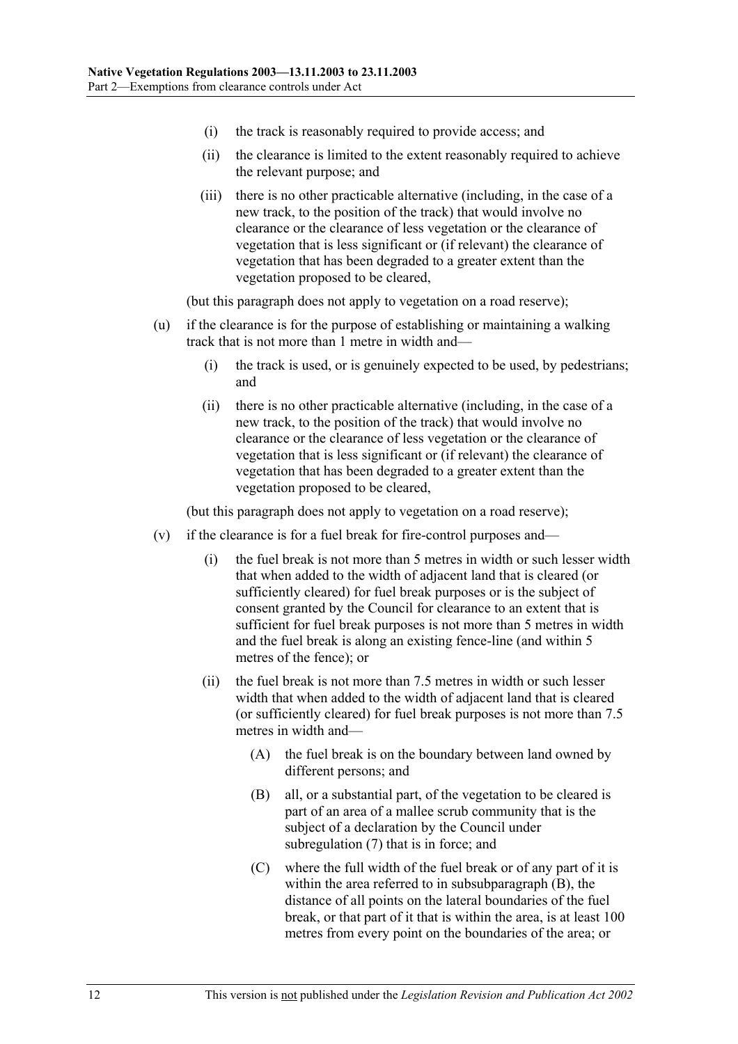- (i) the track is reasonably required to provide access; and
- (ii) the clearance is limited to the extent reasonably required to achieve the relevant purpose; and
- (iii) there is no other practicable alternative (including, in the case of a new track, to the position of the track) that would involve no clearance or the clearance of less vegetation or the clearance of vegetation that is less significant or (if relevant) the clearance of vegetation that has been degraded to a greater extent than the vegetation proposed to be cleared,

(but this paragraph does not apply to vegetation on a road reserve);

- (u) if the clearance is for the purpose of establishing or maintaining a walking track that is not more than 1 metre in width and—
  - (i) the track is used, or is genuinely expected to be used, by pedestrians; and
  - (ii) there is no other practicable alternative (including, in the case of a new track, to the position of the track) that would involve no clearance or the clearance of less vegetation or the clearance of vegetation that is less significant or (if relevant) the clearance of vegetation that has been degraded to a greater extent than the vegetation proposed to be cleared,

  (but this paragraph does not apply to vegetation on a road reserve);

- (v) if the clearance is for a fuel break for fire-control purposes and—
  - (i) the fuel break is not more than 5 metres in width or such lesser width that when added to the width of adjacent land that is cleared (or sufficiently cleared) for fuel break purposes or is the subject of consent granted by the Council for clearance to an extent that is sufficient for fuel break purposes is not more than 5 metres in width and the fuel break is along an existing fence-line (and within 5 metres of the fence); or
  - (ii) the fuel break is not more than 7.5 metres in width or such lesser width that when added to the width of adjacent land that is cleared (or sufficiently cleared) for fuel break purposes is not more than 7.5 metres in width and—
    - (A) the fuel break is on the boundary between land owned by different persons; and
    - (B) all, or a substantial part, of the vegetation to be cleared is part of an area of a mallee scrub community that is the subject of a declaration by the Council under subregulation (7) that is in force; and
    - (C) where the full width of the fuel break or of any part of it is within the area referred to in subsubparagraph (B), the distance of all points on the lateral boundaries of the fuel break, or that part of it that is within the area, is at least 100 metres from every point on the boundaries of the area; or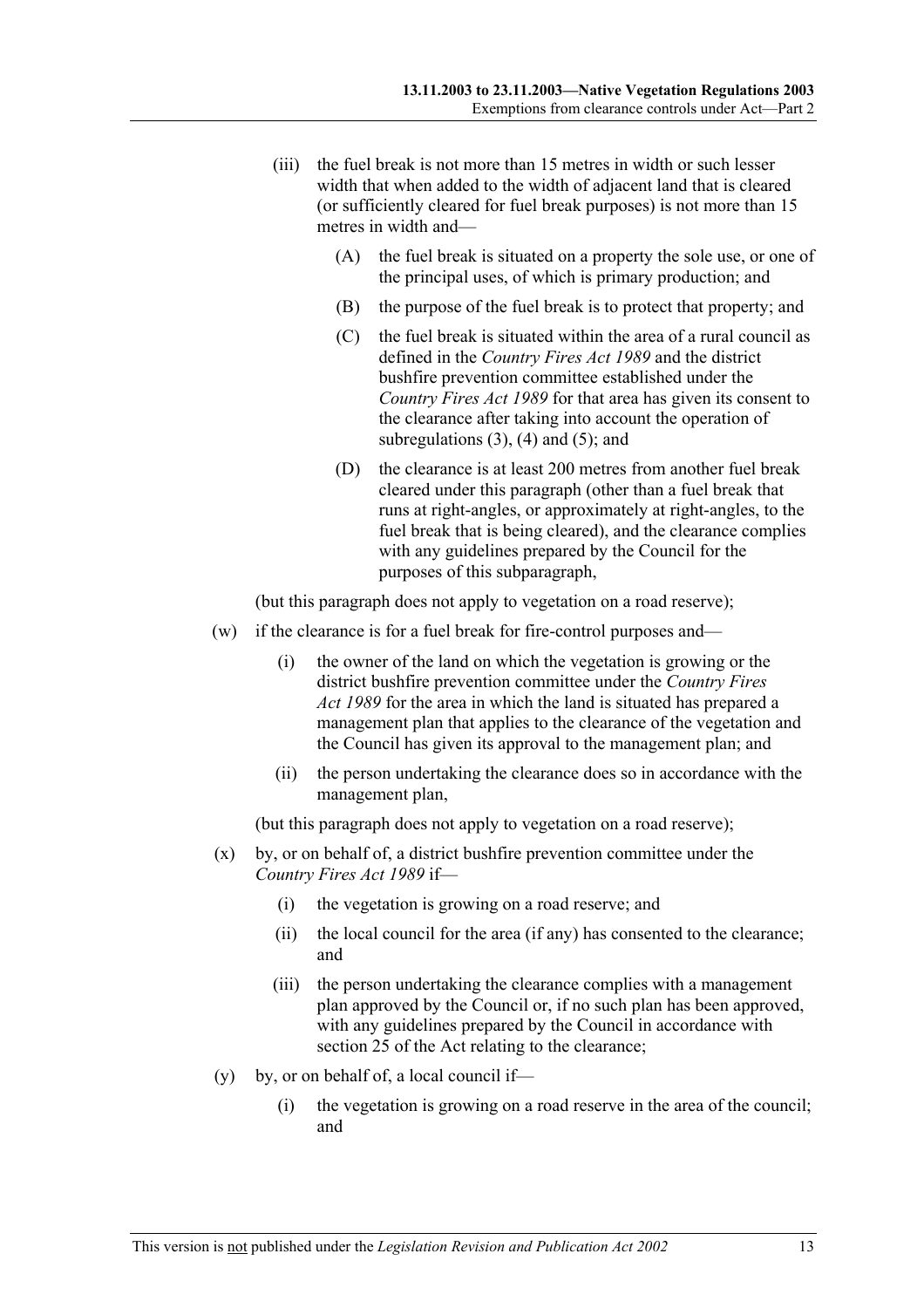(iii) the fuel break is not more than 15 metres in width or such lesser width that when added to the width of adjacent land that is cleared (or sufficiently cleared for fuel break purposes) is not more than 15 metres in width and—

(A) the fuel break is situated on a property the sole use, or one of the principal uses, of which is primary production; and

(B) the purpose of the fuel break is to protect that property; and

(C) the fuel break is situated within the area of a rural council as defined in the *Country Fires Act 1989* and the district bushfire prevention committee established under the *Country Fires Act 1989* for that area has given its consent to the clearance after taking into account the operation of subregulations (3), (4) and (5); and

(D) the clearance is at least 200 metres from another fuel break cleared under this paragraph (other than a fuel break that runs at right-angles, or approximately at right-angles, to the fuel break that is being cleared), and the clearance complies with any guidelines prepared by the Council for the purposes of this subparagraph,

(but this paragraph does not apply to vegetation on a road reserve);

(w) if the clearance is for a fuel break for fire-control purposes and—

(i) the owner of the land on which the vegetation is growing or the district bushfire prevention committee under the *Country Fires Act 1989* for the area in which the land is situated has prepared a management plan that applies to the clearance of the vegetation and the Council has given its approval to the management plan; and

(ii) the person undertaking the clearance does so in accordance with the management plan,

(but this paragraph does not apply to vegetation on a road reserve);

(x) by, or on behalf of, a district bushfire prevention committee under the *Country Fires Act 1989* if—

(i) the vegetation is growing on a road reserve; and

(ii) the local council for the area (if any) has consented to the clearance; and

(iii) the person undertaking the clearance complies with a management plan approved by the Council or, if no such plan has been approved, with any guidelines prepared by the Council in accordance with section 25 of the Act relating to the clearance;

(y) by, or on behalf of, a local council if—

(i) the vegetation is growing on a road reserve in the area of the council; and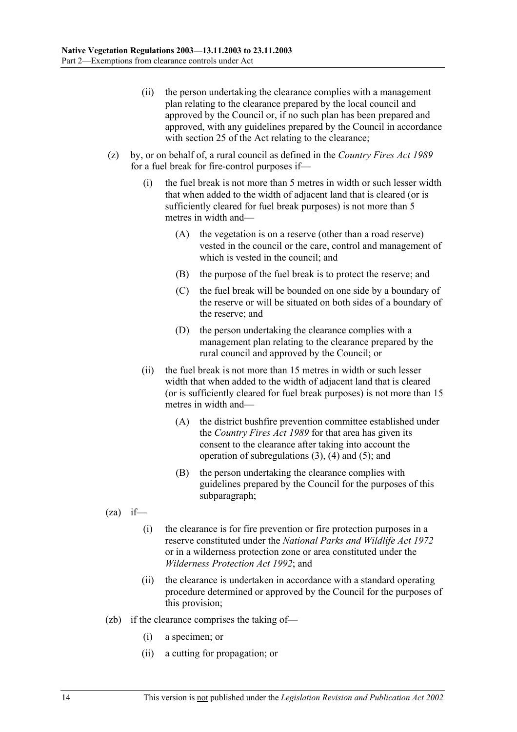(ii) the person undertaking the clearance complies with a management plan relating to the clearance prepared by the local council and approved by the Council or, if no such plan has been prepared and approved, with any guidelines prepared by the Council in accordance with section 25 of the Act relating to the clearance;

(z) by, or on behalf of, a rural council as defined in the *Country Fires Act 1989* for a fuel break for fire-control purposes if—

(i) the fuel break is not more than 5 metres in width or such lesser width that when added to the width of adjacent land that is cleared (or is sufficiently cleared for fuel break purposes) is not more than 5 metres in width and—

(A) the vegetation is on a reserve (other than a road reserve) vested in the council or the care, control and management of which is vested in the council; and

(B) the purpose of the fuel break is to protect the reserve; and

(C) the fuel break will be bounded on one side by a boundary of the reserve or will be situated on both sides of a boundary of the reserve; and

(D) the person undertaking the clearance complies with a management plan relating to the clearance prepared by the rural council and approved by the Council; or

(ii) the fuel break is not more than 15 metres in width or such lesser width that when added to the width of adjacent land that is cleared (or is sufficiently cleared for fuel break purposes) is not more than 15 metres in width and—

(A) the district bushfire prevention committee established under the *Country Fires Act 1989* for that area has given its consent to the clearance after taking into account the operation of subregulations (3), (4) and (5); and

(B) the person undertaking the clearance complies with guidelines prepared by the Council for the purposes of this subparagraph;

(za) if—

(i) the clearance is for fire prevention or fire protection purposes in a reserve constituted under the *National Parks and Wildlife Act 1972* or in a wilderness protection zone or area constituted under the *Wilderness Protection Act 1992*; and

(ii) the clearance is undertaken in accordance with a standard operating procedure determined or approved by the Council for the purposes of this provision;

(zb) if the clearance comprises the taking of—

(i) a specimen; or

(ii) a cutting for propagation; or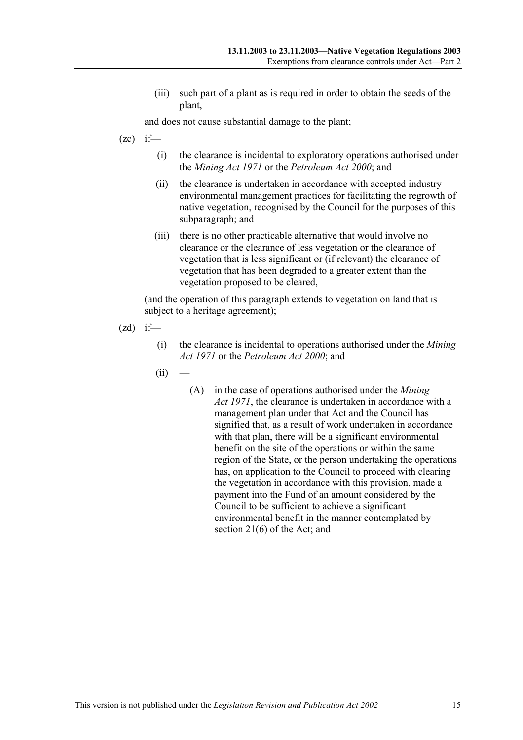(iii) such part of a plant as is required in order to obtain the seeds of the plant,

and does not cause substantial damage to the plant;

(zc) if—

(i) the clearance is incidental to exploratory operations authorised under the *Mining Act 1971* or the *Petroleum Act 2000*; and

(ii) the clearance is undertaken in accordance with accepted industry environmental management practices for facilitating the regrowth of native vegetation, recognised by the Council for the purposes of this subparagraph; and

(iii) there is no other practicable alternative that would involve no clearance or the clearance of less vegetation or the clearance of vegetation that is less significant or (if relevant) the clearance of vegetation that has been degraded to a greater extent than the vegetation proposed to be cleared,

(and the operation of this paragraph extends to vegetation on land that is subject to a heritage agreement);

(zd) if—

(i) the clearance is incidental to operations authorised under the *Mining Act 1971* or the *Petroleum Act 2000*; and

(ii) —

(A) in the case of operations authorised under the *Mining Act 1971*, the clearance is undertaken in accordance with a management plan under that Act and the Council has signified that, as a result of work undertaken in accordance with that plan, there will be a significant environmental benefit on the site of the operations or within the same region of the State, or the person undertaking the operations has, on application to the Council to proceed with clearing the vegetation in accordance with this provision, made a payment into the Fund of an amount considered by the Council to be sufficient to achieve a significant environmental benefit in the manner contemplated by section 21(6) of the Act; and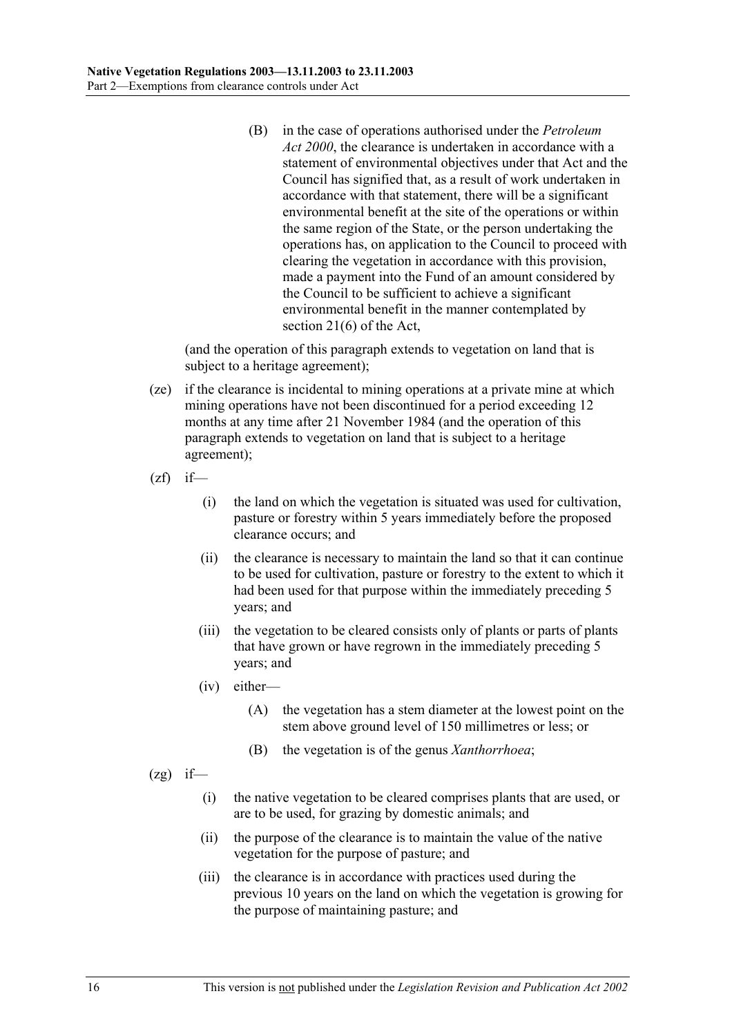(B) in the case of operations authorised under the *Petroleum Act 2000*, the clearance is undertaken in accordance with a statement of environmental objectives under that Act and the Council has signified that, as a result of work undertaken in accordance with that statement, there will be a significant environmental benefit at the site of the operations or within the same region of the State, or the person undertaking the operations has, on application to the Council to proceed with clearing the vegetation in accordance with this provision, made a payment into the Fund of an amount considered by the Council to be sufficient to achieve a significant environmental benefit in the manner contemplated by section 21(6) of the Act,

(and the operation of this paragraph extends to vegetation on land that is subject to a heritage agreement);

(ze) if the clearance is incidental to mining operations at a private mine at which mining operations have not been discontinued for a period exceeding 12 months at any time after 21 November 1984 (and the operation of this paragraph extends to vegetation on land that is subject to a heritage agreement);

(zf) if—

(i) the land on which the vegetation is situated was used for cultivation, pasture or forestry within 5 years immediately before the proposed clearance occurs; and

(ii) the clearance is necessary to maintain the land so that it can continue to be used for cultivation, pasture or forestry to the extent to which it had been used for that purpose within the immediately preceding 5 years; and

(iii) the vegetation to be cleared consists only of plants or parts of plants that have grown or have regrown in the immediately preceding 5 years; and

(iv) either—

(A) the vegetation has a stem diameter at the lowest point on the stem above ground level of 150 millimetres or less; or

(B) the vegetation is of the genus *Xanthorrhoea*;

(zg) if—

(i) the native vegetation to be cleared comprises plants that are used, or are to be used, for grazing by domestic animals; and

(ii) the purpose of the clearance is to maintain the value of the native vegetation for the purpose of pasture; and

(iii) the clearance is in accordance with practices used during the previous 10 years on the land on which the vegetation is growing for the purpose of maintaining pasture; and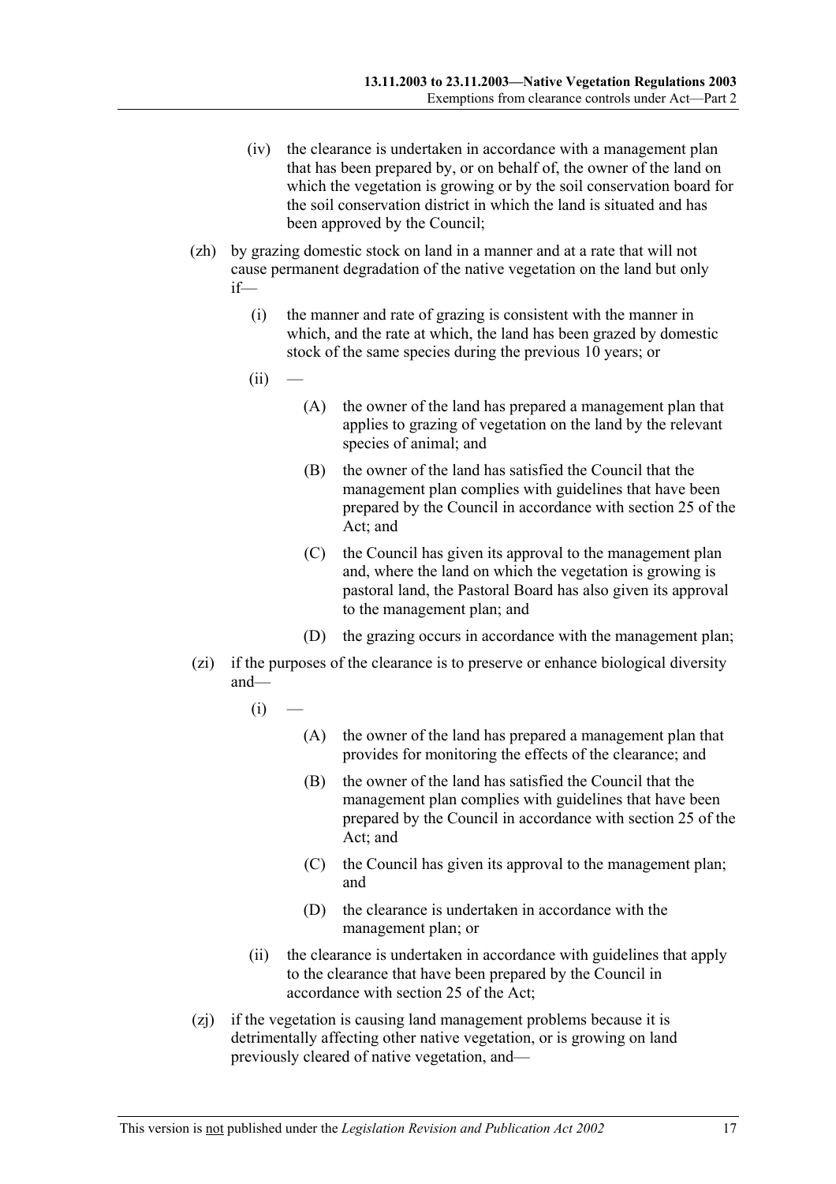(iv) the clearance is undertaken in accordance with a management plan that has been prepared by, or on behalf of, the owner of the land on which the vegetation is growing or by the soil conservation board for the soil conservation district in which the land is situated and has been approved by the Council;

(zh) by grazing domestic stock on land in a manner and at a rate that will not cause permanent degradation of the native vegetation on the land but only if—

(i) the manner and rate of grazing is consistent with the manner in which, and the rate at which, the land has been grazed by domestic stock of the same species during the previous 10 years; or

(ii) —

(A) the owner of the land has prepared a management plan that applies to grazing of vegetation on the land by the relevant species of animal; and

(B) the owner of the land has satisfied the Council that the management plan complies with guidelines that have been prepared by the Council in accordance with section 25 of the Act; and

(C) the Council has given its approval to the management plan and, where the land on which the vegetation is growing is pastoral land, the Pastoral Board has also given its approval to the management plan; and

(D) the grazing occurs in accordance with the management plan;

(zi) if the purposes of the clearance is to preserve or enhance biological diversity and—

(i) —

(A) the owner of the land has prepared a management plan that provides for monitoring the effects of the clearance; and

(B) the owner of the land has satisfied the Council that the management plan complies with guidelines that have been prepared by the Council in accordance with section 25 of the Act; and

(C) the Council has given its approval to the management plan; and

(D) the clearance is undertaken in accordance with the management plan; or

(ii) the clearance is undertaken in accordance with guidelines that apply to the clearance that have been prepared by the Council in accordance with section 25 of the Act;

(zj) if the vegetation is causing land management problems because it is detrimentally affecting other native vegetation, or is growing on land previously cleared of native vegetation, and—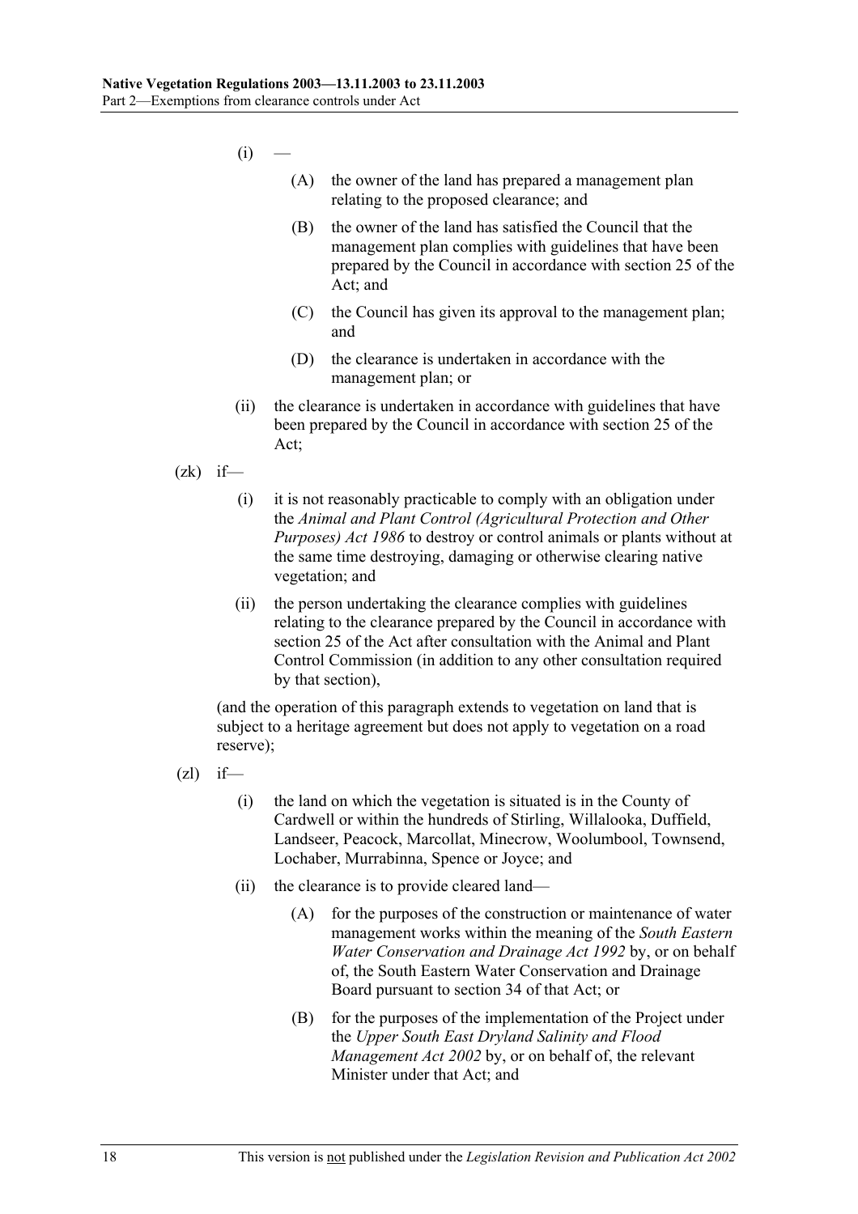(i) —

(A) the owner of the land has prepared a management plan relating to the proposed clearance; and

(B) the owner of the land has satisfied the Council that the management plan complies with guidelines that have been prepared by the Council in accordance with section 25 of the Act; and

(C) the Council has given its approval to the management plan; and

(D) the clearance is undertaken in accordance with the management plan; or

(ii) the clearance is undertaken in accordance with guidelines that have been prepared by the Council in accordance with section 25 of the Act;

(zk) if—

(i) it is not reasonably practicable to comply with an obligation under the *Animal and Plant Control (Agricultural Protection and Other Purposes) Act 1986* to destroy or control animals or plants without at the same time destroying, damaging or otherwise clearing native vegetation; and

(ii) the person undertaking the clearance complies with guidelines relating to the clearance prepared by the Council in accordance with section 25 of the Act after consultation with the Animal and Plant Control Commission (in addition to any other consultation required by that section),

(and the operation of this paragraph extends to vegetation on land that is subject to a heritage agreement but does not apply to vegetation on a road reserve);

(zl) if—

(i) the land on which the vegetation is situated is in the County of Cardwell or within the hundreds of Stirling, Willalooka, Duffield, Landseer, Peacock, Marcollat, Minecrow, Woolumbool, Townsend, Lochaber, Murrabinna, Spence or Joyce; and

(ii) the clearance is to provide cleared land—

(A) for the purposes of the construction or maintenance of water management works within the meaning of the *South Eastern Water Conservation and Drainage Act 1992* by, or on behalf of, the South Eastern Water Conservation and Drainage Board pursuant to section 34 of that Act; or

(B) for the purposes of the implementation of the Project under the *Upper South East Dryland Salinity and Flood Management Act 2002* by, or on behalf of, the relevant Minister under that Act; and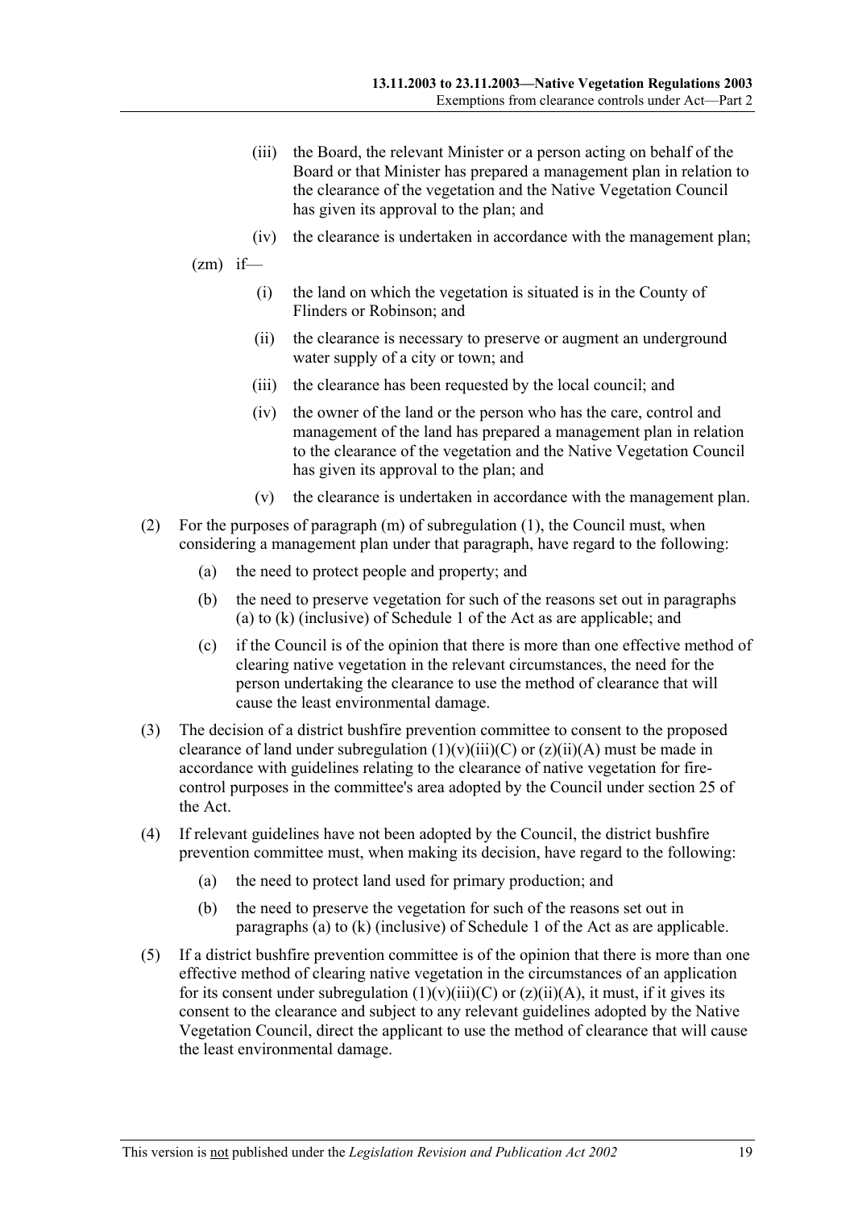(iii) the Board, the relevant Minister or a person acting on behalf of the Board or that Minister has prepared a management plan in relation to the clearance of the vegetation and the Native Vegetation Council has given its approval to the plan; and

(iv) the clearance is undertaken in accordance with the management plan;

(zm) if—

(i) the land on which the vegetation is situated is in the County of Flinders or Robinson; and

(ii) the clearance is necessary to preserve or augment an underground water supply of a city or town; and

(iii) the clearance has been requested by the local council; and

(iv) the owner of the land or the person who has the care, control and management of the land has prepared a management plan in relation to the clearance of the vegetation and the Native Vegetation Council has given its approval to the plan; and

(v) the clearance is undertaken in accordance with the management plan.

(2) For the purposes of paragraph (m) of subregulation (1), the Council must, when considering a management plan under that paragraph, have regard to the following:

(a) the need to protect people and property; and

(b) the need to preserve vegetation for such of the reasons set out in paragraphs (a) to (k) (inclusive) of Schedule 1 of the Act as are applicable; and

(c) if the Council is of the opinion that there is more than one effective method of clearing native vegetation in the relevant circumstances, the need for the person undertaking the clearance to use the method of clearance that will cause the least environmental damage.

(3) The decision of a district bushfire prevention committee to consent to the proposed clearance of land under subregulation (1)(v)(iii)(C) or (z)(ii)(A) must be made in accordance with guidelines relating to the clearance of native vegetation for fire-control purposes in the committee's area adopted by the Council under section 25 of the Act.

(4) If relevant guidelines have not been adopted by the Council, the district bushfire prevention committee must, when making its decision, have regard to the following:

(a) the need to protect land used for primary production; and

(b) the need to preserve the vegetation for such of the reasons set out in paragraphs (a) to (k) (inclusive) of Schedule 1 of the Act as are applicable.

(5) If a district bushfire prevention committee is of the opinion that there is more than one effective method of clearing native vegetation in the circumstances of an application for its consent under subregulation (1)(v)(iii)(C) or (z)(ii)(A), it must, if it gives its consent to the clearance and subject to any relevant guidelines adopted by the Native Vegetation Council, direct the applicant to use the method of clearance that will cause the least environmental damage.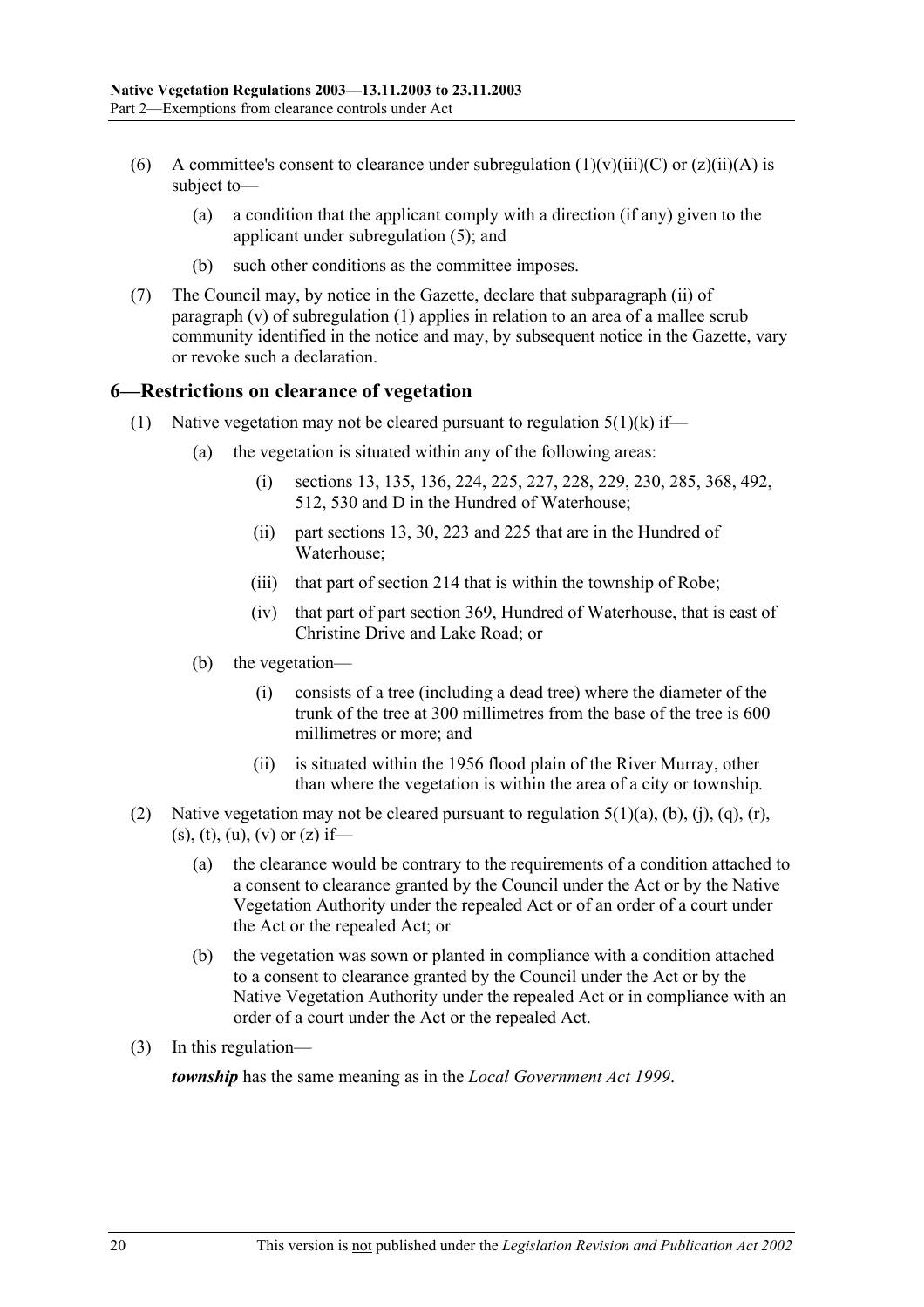(6) A committee's consent to clearance under subregulation (1)(v)(iii)(C) or (z)(ii)(A) is subject to—

(a) a condition that the applicant comply with a direction (if any) given to the applicant under subregulation (5); and

(b) such other conditions as the committee imposes.

(7) The Council may, by notice in the Gazette, declare that subparagraph (ii) of paragraph (v) of subregulation (1) applies in relation to an area of a mallee scrub community identified in the notice and may, by subsequent notice in the Gazette, vary or revoke such a declaration.

## 6—Restrictions on clearance of vegetation

(1) Native vegetation may not be cleared pursuant to regulation 5(1)(k) if—

(a) the vegetation is situated within any of the following areas:

(i) sections 13, 135, 136, 224, 225, 227, 228, 229, 230, 285, 368, 492, 512, 530 and D in the Hundred of Waterhouse;

(ii) part sections 13, 30, 223 and 225 that are in the Hundred of Waterhouse;

(iii) that part of section 214 that is within the township of Robe;

(iv) that part of part section 369, Hundred of Waterhouse, that is east of Christine Drive and Lake Road; or

(b) the vegetation—

(i) consists of a tree (including a dead tree) where the diameter of the trunk of the tree at 300 millimetres from the base of the tree is 600 millimetres or more; and

(ii) is situated within the 1956 flood plain of the River Murray, other than where the vegetation is within the area of a city or township.

(2) Native vegetation may not be cleared pursuant to regulation 5(1)(a), (b), (j), (q), (r), (s), (t), (u), (v) or (z) if—

(a) the clearance would be contrary to the requirements of a condition attached to a consent to clearance granted by the Council under the Act or by the Native Vegetation Authority under the repealed Act or of an order of a court under the Act or the repealed Act; or

(b) the vegetation was sown or planted in compliance with a condition attached to a consent to clearance granted by the Council under the Act or by the Native Vegetation Authority under the repealed Act or in compliance with an order of a court under the Act or the repealed Act.

(3) In this regulation—

***township*** has the same meaning as in the *Local Government Act 1999*.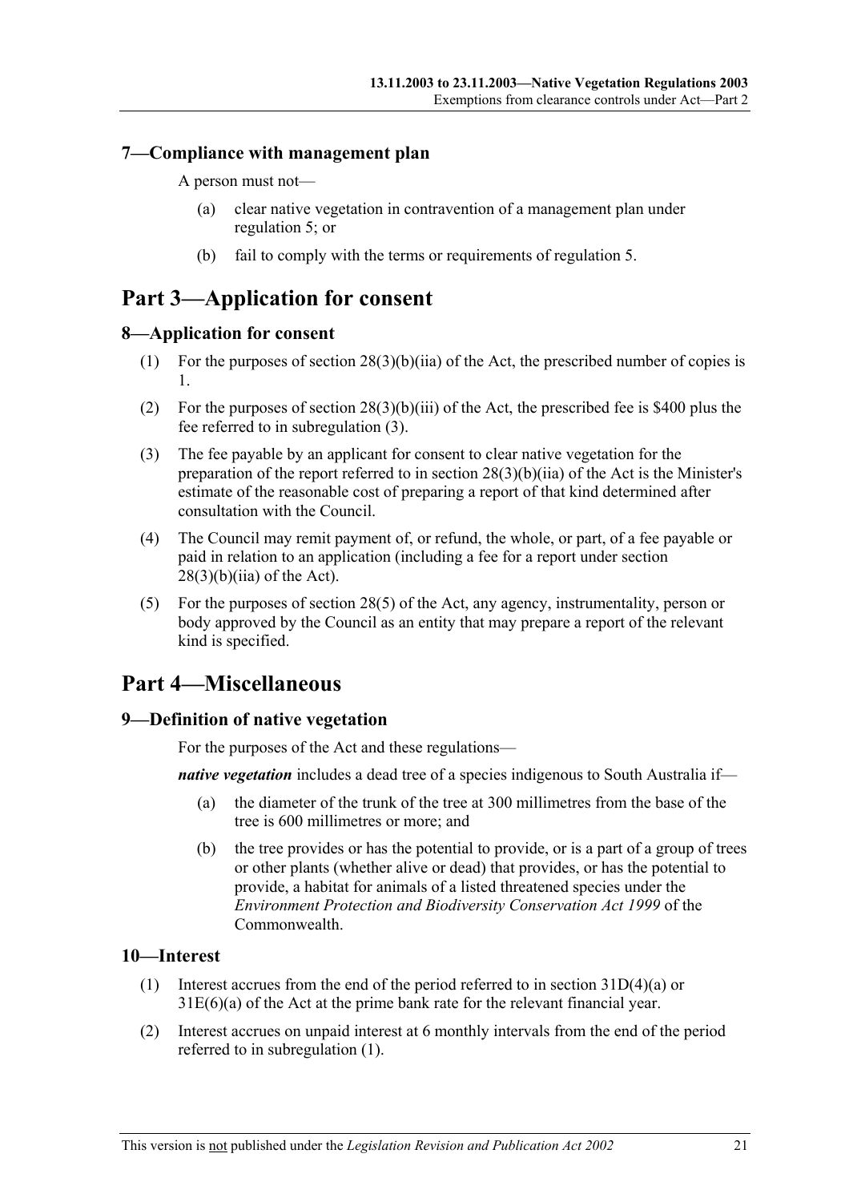## 7—Compliance with management plan

A person must not—

(a) clear native vegetation in contravention of a management plan under regulation 5; or

(b) fail to comply with the terms or requirements of regulation 5.

# Part 3—Application for consent

## 8—Application for consent

(1) For the purposes of section 28(3)(b)(iia) of the Act, the prescribed number of copies is 1.

(2) For the purposes of section 28(3)(b)(iii) of the Act, the prescribed fee is $400 plus the fee referred to in subregulation (3).

(3) The fee payable by an applicant for consent to clear native vegetation for the preparation of the report referred to in section 28(3)(b)(iia) of the Act is the Minister's estimate of the reasonable cost of preparing a report of that kind determined after consultation with the Council.

(4) The Council may remit payment of, or refund, the whole, or part, of a fee payable or paid in relation to an application (including a fee for a report under section 28(3)(b)(iia) of the Act).

(5) For the purposes of section 28(5) of the Act, any agency, instrumentality, person or body approved by the Council as an entity that may prepare a report of the relevant kind is specified.

# Part 4—Miscellaneous

## 9—Definition of native vegetation

For the purposes of the Act and these regulations—

***native vegetation*** includes a dead tree of a species indigenous to South Australia if—

(a) the diameter of the trunk of the tree at 300 millimetres from the base of the tree is 600 millimetres or more; and

(b) the tree provides or has the potential to provide, or is a part of a group of trees or other plants (whether alive or dead) that provides, or has the potential to provide, a habitat for animals of a listed threatened species under the *Environment Protection and Biodiversity Conservation Act 1999* of the Commonwealth.

## 10—Interest

(1) Interest accrues from the end of the period referred to in section 31D(4)(a) or 31E(6)(a) of the Act at the prime bank rate for the relevant financial year.

(2) Interest accrues on unpaid interest at 6 monthly intervals from the end of the period referred to in subregulation (1).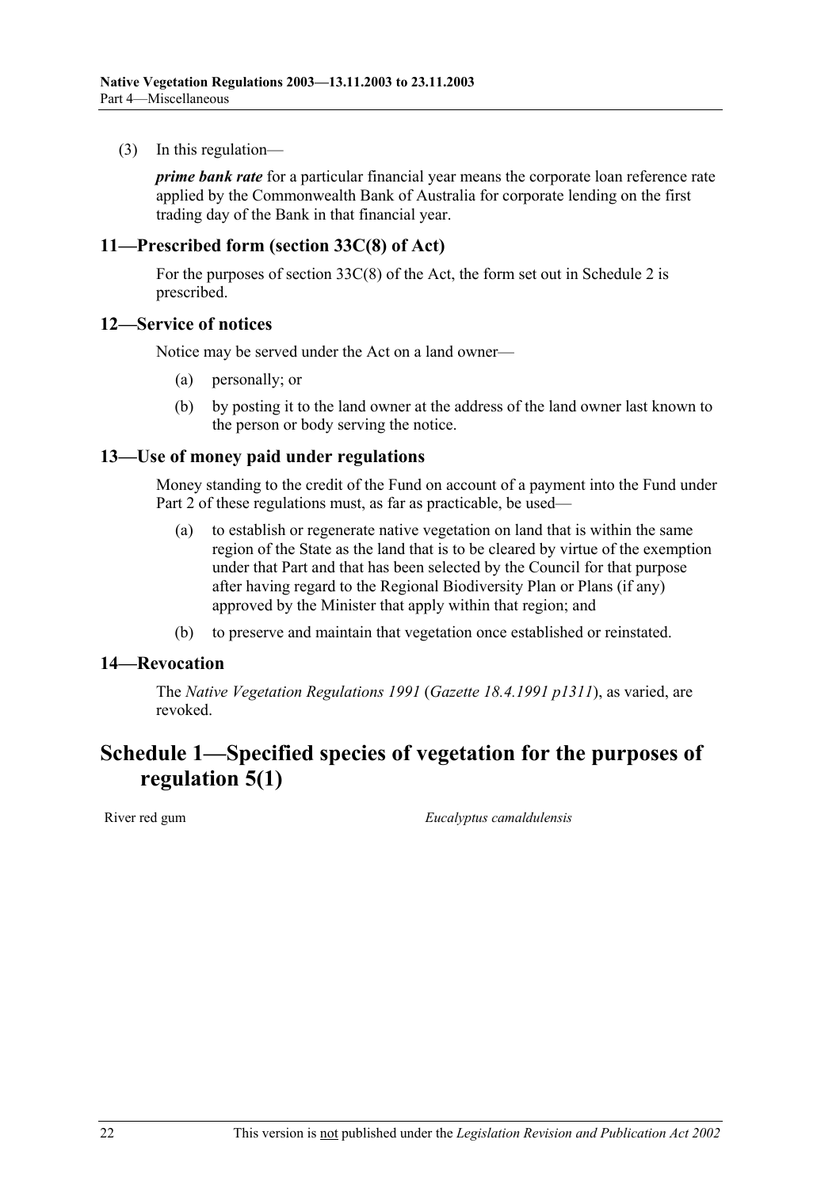(3) In this regulation—

***prime bank rate*** for a particular financial year means the corporate loan reference rate applied by the Commonwealth Bank of Australia for corporate lending on the first trading day of the Bank in that financial year.

### 11—Prescribed form (section 33C(8) of Act)

For the purposes of section 33C(8) of the Act, the form set out in Schedule 2 is prescribed.

### 12—Service of notices

Notice may be served under the Act on a land owner—

(a) personally; or

(b) by posting it to the land owner at the address of the land owner last known to the person or body serving the notice.

### 13—Use of money paid under regulations

Money standing to the credit of the Fund on account of a payment into the Fund under Part 2 of these regulations must, as far as practicable, be used—

(a) to establish or regenerate native vegetation on land that is within the same region of the State as the land that is to be cleared by virtue of the exemption under that Part and that has been selected by the Council for that purpose after having regard to the Regional Biodiversity Plan or Plans (if any) approved by the Minister that apply within that region; and

(b) to preserve and maintain that vegetation once established or reinstated.

### 14—Revocation

The *Native Vegetation Regulations 1991* (*Gazette 18.4.1991 p1311*), as varied, are revoked.

## Schedule 1—Specified species of vegetation for the purposes of regulation 5(1)

| | |
|---|---|
| River red gum | *Eucalyptus camaldulensis* |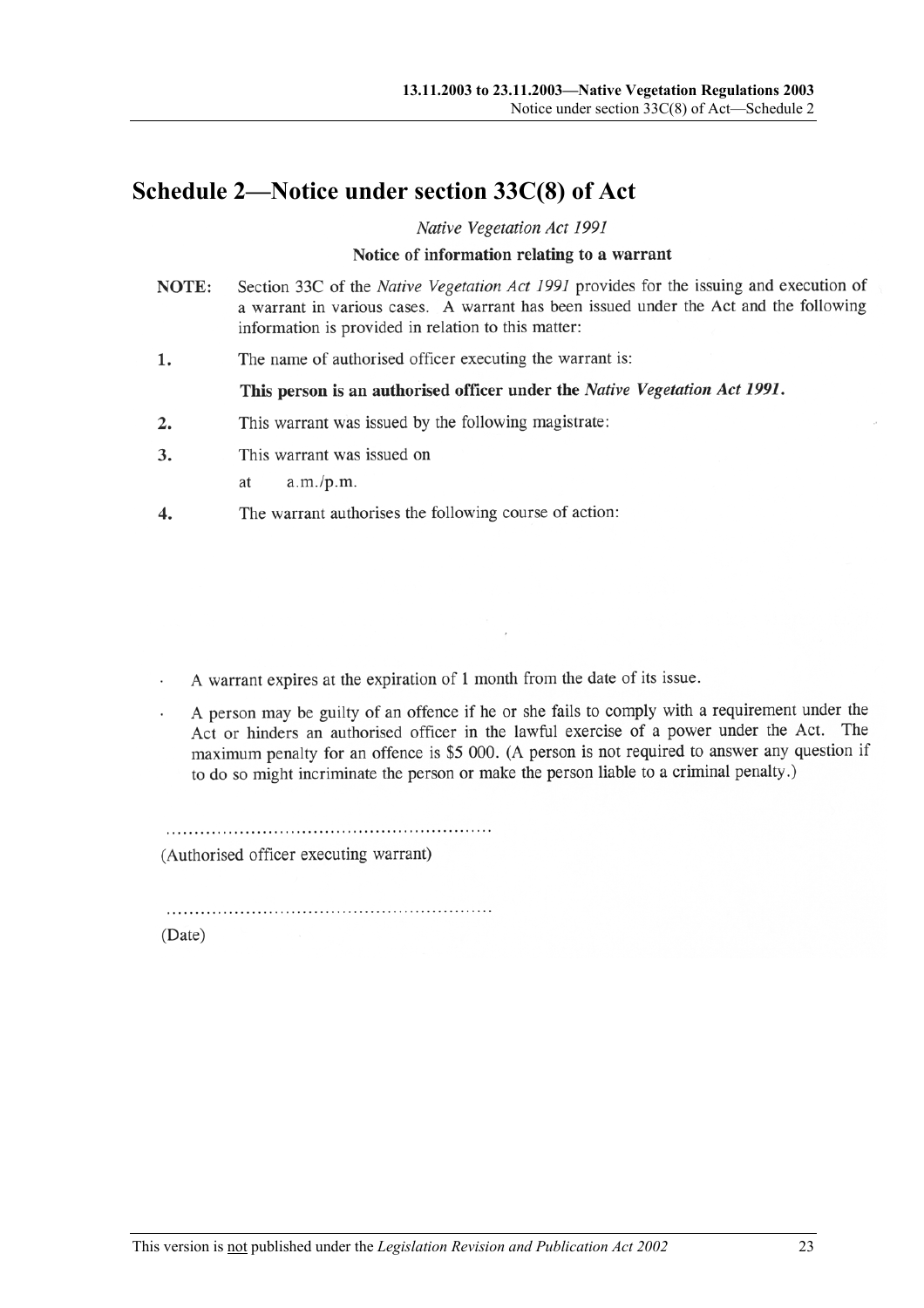# Schedule 2—Notice under section 33C(8) of Act

*Native Vegetation Act 1991*

**Notice of information relating to a warrant**

**NOTE:** Section 33C of the *Native Vegetation Act 1991* provides for the issuing and execution of a warrant in various cases. A warrant has been issued under the Act and the following information is provided in relation to this matter:

1. The name of authorised officer executing the warrant is:

   **This person is an authorised officer under the *Native Vegetation Act 1991*.**

2. This warrant was issued by the following magistrate:

3. This warrant was issued on

   at a.m./p.m.

4. The warrant authorises the following course of action:

- A warrant expires at the expiration of 1 month from the date of its issue.
- A person may be guilty of an offence if he or she fails to comply with a requirement under the Act or hinders an authorised officer in the lawful exercise of a power under the Act. The maximum penalty for an offence is $5 000. (A person is not required to answer any question if to do so might incriminate the person or make the person liable to a criminal penalty.)

..........................................................
(Authorised officer executing warrant)

..........................................................
(Date)

This version is not published under the *Legislation Revision and Publication Act 2002*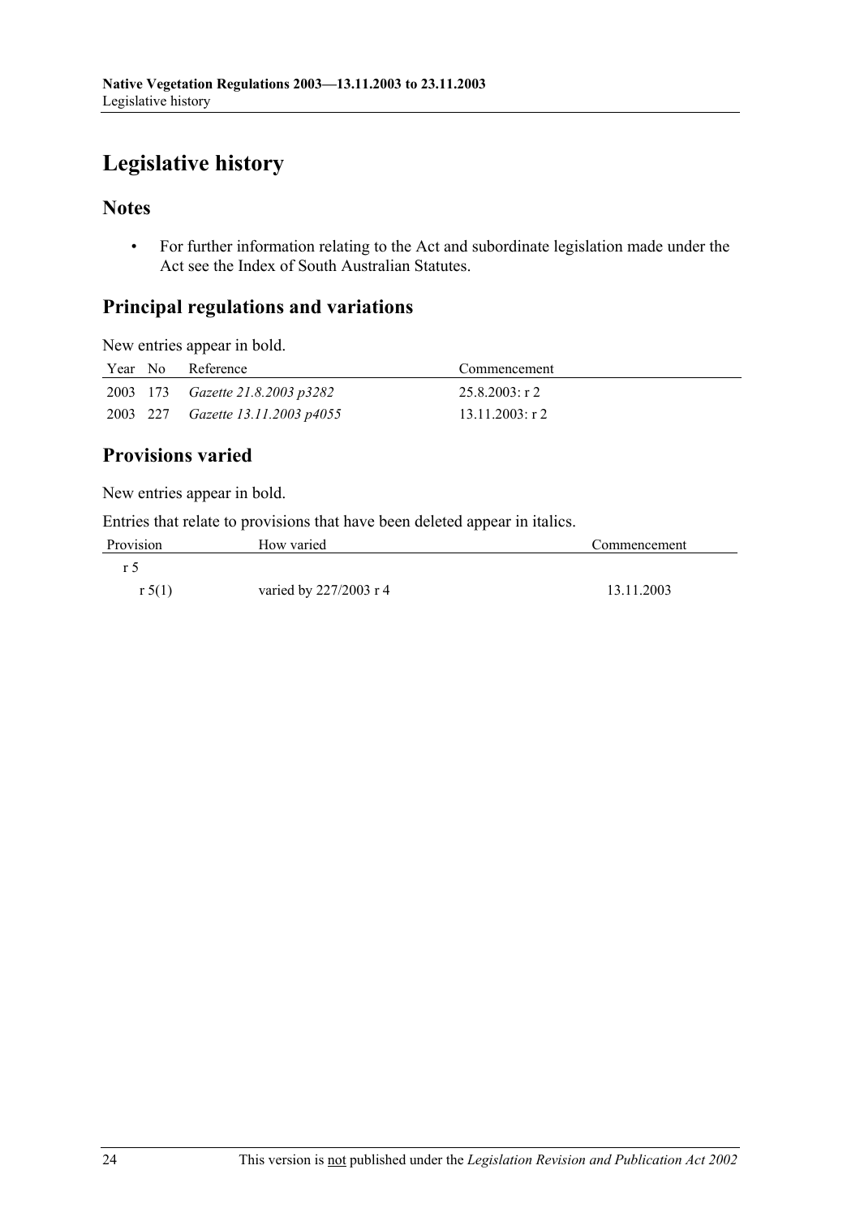# Legislative history

## Notes

- For further information relating to the Act and subordinate legislation made under the Act see the Index of South Australian Statutes.

## Principal regulations and variations

New entries appear in bold.

| Year | No | Reference | Commencement |
|---|---|---|---|
| 2003 | 173 | *Gazette 21.8.2003 p3282* | 25.8.2003: r 2 |
| 2003 | 227 | *Gazette 13.11.2003 p4055* | 13.11.2003: r 2 |

## Provisions varied

New entries appear in bold.

Entries that relate to provisions that have been deleted appear in italics.

| Provision | How varied | Commencement |
|---|---|---|
| r 5 | | |
| r 5(1) | varied by 227/2003 r 4 | 13.11.2003 |